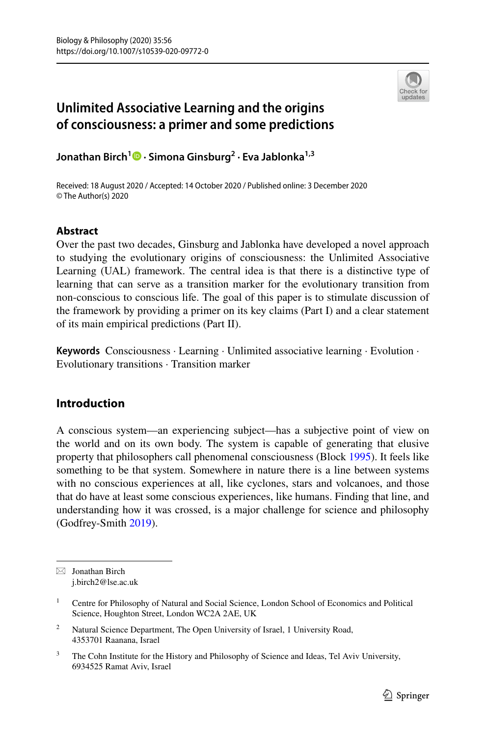Biology & Philosophy (2020) 35:56
https://doi.org/10.1007/s10539-020-09772-0

# Unlimited Associative Learning and the origins of consciousness: a primer and some predictions

**Jonathan Birch[1] · Simona Ginsburg[2] · Eva Jablonka[1,3]**

Received: 18 August 2020 / Accepted: 14 October 2020 / Published online: 3 December 2020
© The Author(s) 2020

## Abstract

Over the past two decades, Ginsburg and Jablonka have developed a novel approach to studying the evolutionary origins of consciousness: the Unlimited Associative Learning (UAL) framework. The central idea is that there is a distinctive type of learning that can serve as a transition marker for the evolutionary transition from non-conscious to conscious life. The goal of this paper is to stimulate discussion of the framework by providing a primer on its key claims (Part I) and a clear statement of its main empirical predictions (Part II).

**Keywords** Consciousness · Learning · Unlimited associative learning · Evolution · Evolutionary transitions · Transition marker

## Introduction

A conscious system—an experiencing subject—has a subjective point of view on the world and on its own body. The system is capable of generating that elusive property that philosophers call phenomenal consciousness (Block 1995). It feels like something to be that system. Somewhere in nature there is a line between systems with no conscious experiences at all, like cyclones, stars and volcanoes, and those that do have at least some conscious experiences, like humans. Finding that line, and understanding how it was crossed, is a major challenge for science and philosophy (Godfrey-Smith 2019).

---

✉ Jonathan Birch
j.birch2@lse.ac.uk

[1] Centre for Philosophy of Natural and Social Science, London School of Economics and Political Science, Houghton Street, London WC2A 2AE, UK

[2] Natural Science Department, The Open University of Israel, 1 University Road, 4353701 Raanana, Israel

[3] The Cohn Institute for the History and Philosophy of Science and Ideas, Tel Aviv University, 6934525 Ramat Aviv, Israel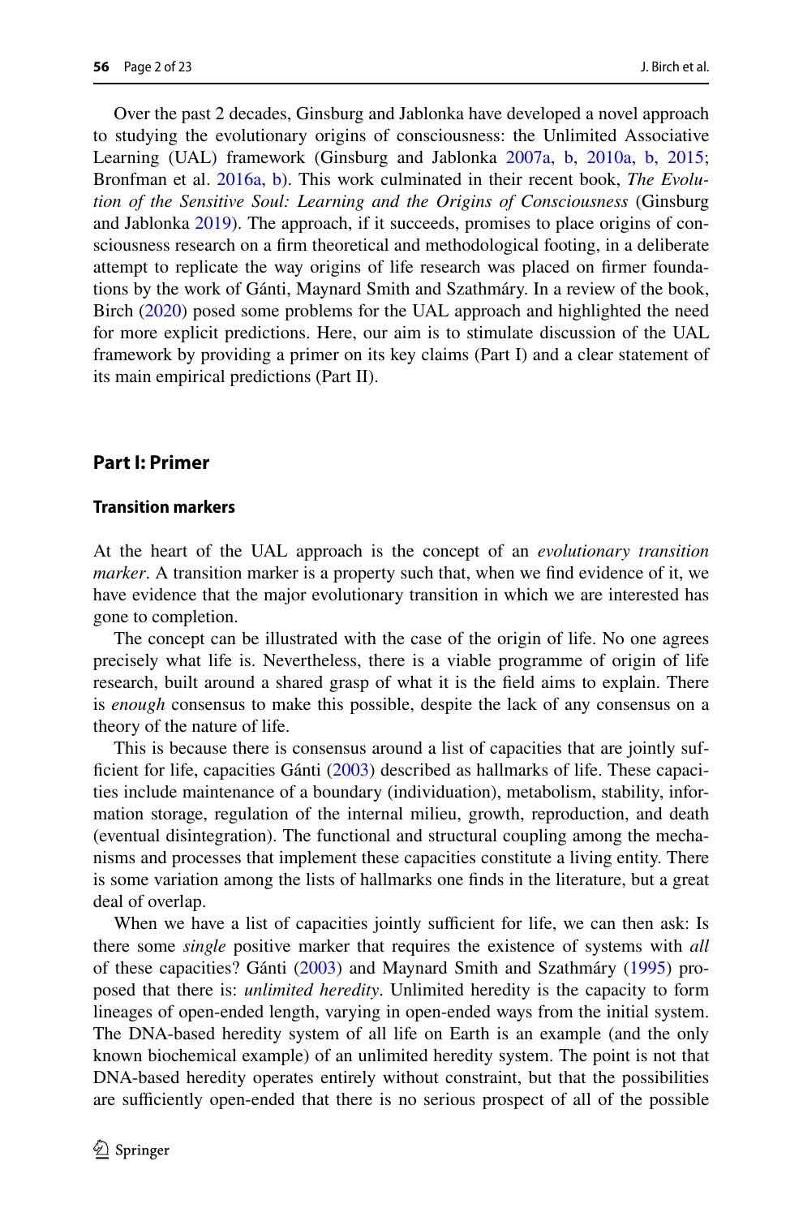Over the past 2 decades, Ginsburg and Jablonka have developed a novel approach to studying the evolutionary origins of consciousness: the Unlimited Associative Learning (UAL) framework (Ginsburg and Jablonka 2007a, b, 2010a, b, 2015; Bronfman et al. 2016a, b). This work culminated in their recent book, *The Evolution of the Sensitive Soul: Learning and the Origins of Consciousness* (Ginsburg and Jablonka 2019). The approach, if it succeeds, promises to place origins of consciousness research on a firm theoretical and methodological footing, in a deliberate attempt to replicate the way origins of life research was placed on firmer foundations by the work of Gánti, Maynard Smith and Szathmáry. In a review of the book, Birch (2020) posed some problems for the UAL approach and highlighted the need for more explicit predictions. Here, our aim is to stimulate discussion of the UAL framework by providing a primer on its key claims (Part I) and a clear statement of its main empirical predictions (Part II).

## Part I: Primer

### Transition markers

At the heart of the UAL approach is the concept of an *evolutionary transition marker*. A transition marker is a property such that, when we find evidence of it, we have evidence that the major evolutionary transition in which we are interested has gone to completion.

The concept can be illustrated with the case of the origin of life. No one agrees precisely what life is. Nevertheless, there is a viable programme of origin of life research, built around a shared grasp of what it is the field aims to explain. There is *enough* consensus to make this possible, despite the lack of any consensus on a theory of the nature of life.

This is because there is consensus around a list of capacities that are jointly sufficient for life, capacities Gánti (2003) described as hallmarks of life. These capacities include maintenance of a boundary (individuation), metabolism, stability, information storage, regulation of the internal milieu, growth, reproduction, and death (eventual disintegration). The functional and structural coupling among the mechanisms and processes that implement these capacities constitute a living entity. There is some variation among the lists of hallmarks one finds in the literature, but a great deal of overlap.

When we have a list of capacities jointly sufficient for life, we can then ask: Is there some *single* positive marker that requires the existence of systems with *all* of these capacities? Gánti (2003) and Maynard Smith and Szathmáry (1995) proposed that there is: *unlimited heredity*. Unlimited heredity is the capacity to form lineages of open-ended length, varying in open-ended ways from the initial system. The DNA-based heredity system of all life on Earth is an example (and the only known biochemical example) of an unlimited heredity system. The point is not that DNA-based heredity operates entirely without constraint, but that the possibilities are sufficiently open-ended that there is no serious prospect of all of the possible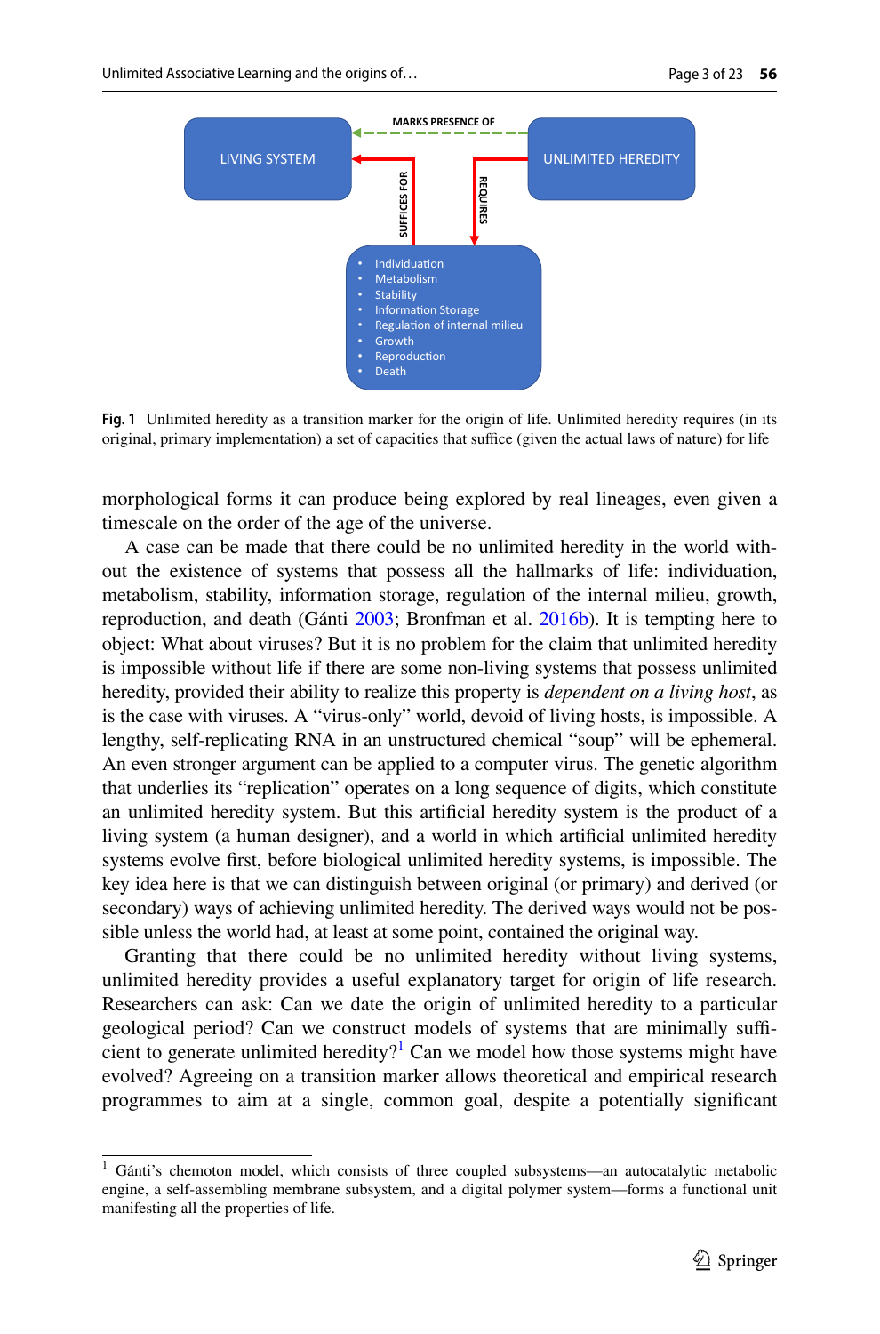MARKS PRESENCE OF

LIVING SYSTEM

UNLIMITED HEREDITY

SUFFICES FOR

REQUIRES

- Individuation
- Metabolism
- Stability
- Information Storage
- Regulation of internal milieu
- Growth
- Reproduction
- Death

**Fig. 1** Unlimited heredity as a transition marker for the origin of life. Unlimited heredity requires (in its original, primary implementation) a set of capacities that suffice (given the actual laws of nature) for life

morphological forms it can produce being explored by real lineages, even given a timescale on the order of the age of the universe.

A case can be made that there could be no unlimited heredity in the world without the existence of systems that possess all the hallmarks of life: individuation, metabolism, stability, information storage, regulation of the internal milieu, growth, reproduction, and death (Gánti 2003; Bronfman et al. 2016b). It is tempting here to object: What about viruses? But it is no problem for the claim that unlimited heredity is impossible without life if there are some non-living systems that possess unlimited heredity, provided their ability to realize this property is *dependent on a living host*, as is the case with viruses. A "virus-only" world, devoid of living hosts, is impossible. A lengthy, self-replicating RNA in an unstructured chemical "soup" will be ephemeral. An even stronger argument can be applied to a computer virus. The genetic algorithm that underlies its "replication" operates on a long sequence of digits, which constitute an unlimited heredity system. But this artificial heredity system is the product of a living system (a human designer), and a world in which artificial unlimited heredity systems evolve first, before biological unlimited heredity systems, is impossible. The key idea here is that we can distinguish between original (or primary) and derived (or secondary) ways of achieving unlimited heredity. The derived ways would not be possible unless the world had, at least at some point, contained the original way.

Granting that there could be no unlimited heredity without living systems, unlimited heredity provides a useful explanatory target for origin of life research. Researchers can ask: Can we date the origin of unlimited heredity to a particular geological period? Can we construct models of systems that are minimally sufficient to generate unlimited heredity?[1] Can we model how those systems might have evolved? Agreeing on a transition marker allows theoretical and empirical research programmes to aim at a single, common goal, despite a potentially significant

[1] Gánti's chemoton model, which consists of three coupled subsystems—an autocatalytic metabolic engine, a self-assembling membrane subsystem, and a digital polymer system—forms a functional unit manifesting all the properties of life.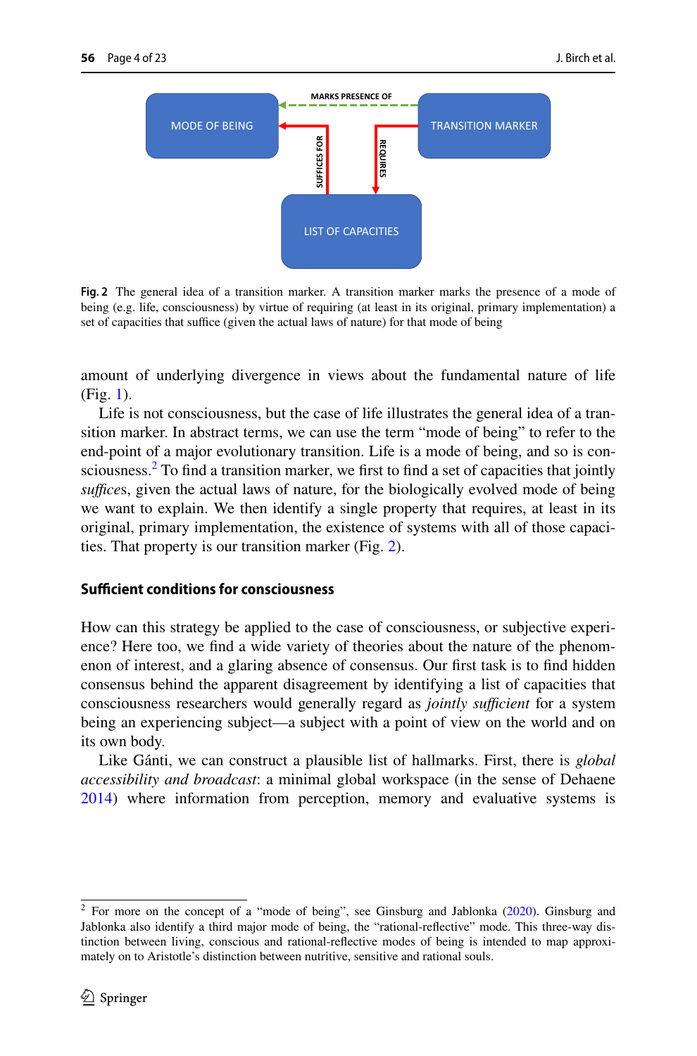MARKS PRESENCE OF

MODE OF BEING

TRANSITION MARKER

SUFFICES FOR

REQUIRES

LIST OF CAPACITIES

**Fig. 2** The general idea of a transition marker. A transition marker marks the presence of a mode of being (e.g. life, consciousness) by virtue of requiring (at least in its original, primary implementation) a set of capacities that suffice (given the actual laws of nature) for that mode of being

amount of underlying divergence in views about the fundamental nature of life (Fig. 1).

Life is not consciousness, but the case of life illustrates the general idea of a transition marker. In abstract terms, we can use the term "mode of being" to refer to the end-point of a major evolutionary transition. Life is a mode of being, and so is consciousness.[2] To find a transition marker, we first to find a set of capacities that jointly *suffice*s, given the actual laws of nature, for the biologically evolved mode of being we want to explain. We then identify a single property that requires, at least in its original, primary implementation, the existence of systems with all of those capacities. That property is our transition marker (Fig. 2).

## Sufficient conditions for consciousness

How can this strategy be applied to the case of consciousness, or subjective experience? Here too, we find a wide variety of theories about the nature of the phenomenon of interest, and a glaring absence of consensus. Our first task is to find hidden consensus behind the apparent disagreement by identifying a list of capacities that consciousness researchers would generally regard as *jointly sufficient* for a system being an experiencing subject—a subject with a point of view on the world and on its own body.

Like Gánti, we can construct a plausible list of hallmarks. First, there is *global accessibility and broadcast*: a minimal global workspace (in the sense of Dehaene 2014) where information from perception, memory and evaluative systems is

---

[2] For more on the concept of a "mode of being", see Ginsburg and Jablonka (2020). Ginsburg and Jablonka also identify a third major mode of being, the "rational-reflective" mode. This three-way distinction between living, conscious and rational-reflective modes of being is intended to map approximately on to Aristotle's distinction between nutritive, sensitive and rational souls.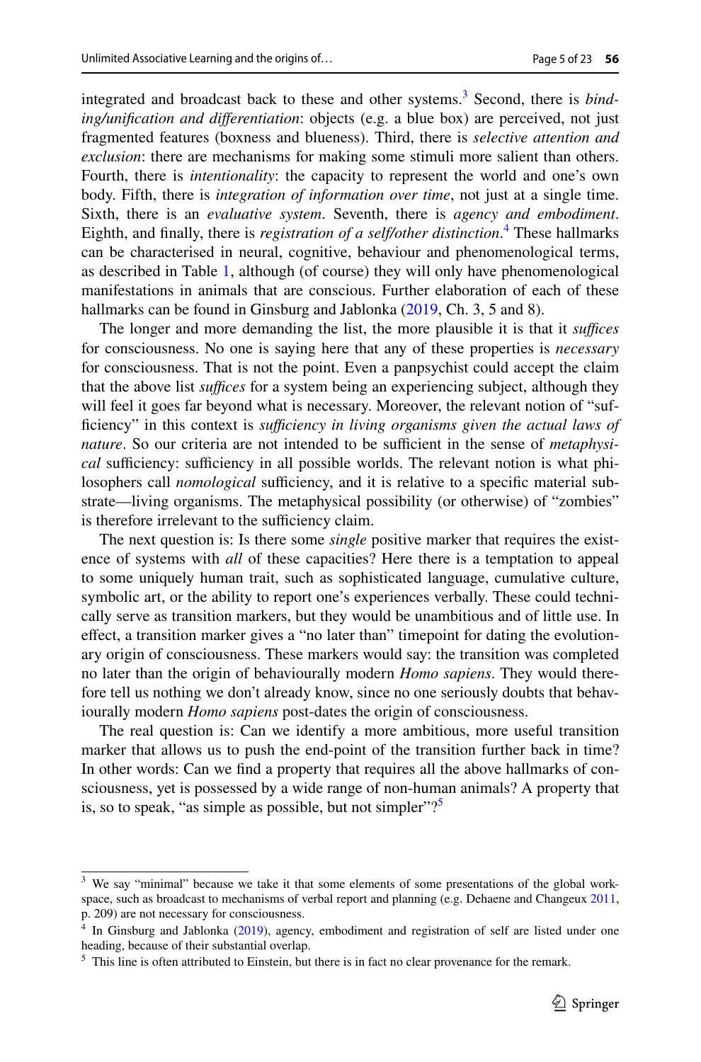integrated and broadcast back to these and other systems.[3] Second, there is *binding/unification and differentiation*: objects (e.g. a blue box) are perceived, not just fragmented features (boxness and blueness). Third, there is *selective attention and exclusion*: there are mechanisms for making some stimuli more salient than others. Fourth, there is *intentionality*: the capacity to represent the world and one's own body. Fifth, there is *integration of information over time*, not just at a single time. Sixth, there is an *evaluative system*. Seventh, there is *agency and embodiment*. Eighth, and finally, there is *registration of a self/other distinction*.[4] These hallmarks can be characterised in neural, cognitive, behaviour and phenomenological terms, as described in Table 1, although (of course) they will only have phenomenological manifestations in animals that are conscious. Further elaboration of each of these hallmarks can be found in Ginsburg and Jablonka (2019, Ch. 3, 5 and 8).

The longer and more demanding the list, the more plausible it is that it *suffices* for consciousness. No one is saying here that any of these properties is *necessary* for consciousness. That is not the point. Even a panpsychist could accept the claim that the above list *suffices* for a system being an experiencing subject, although they will feel it goes far beyond what is necessary. Moreover, the relevant notion of "sufficiency" in this context is *sufficiency in living organisms given the actual laws of nature*. So our criteria are not intended to be sufficient in the sense of *metaphysical* sufficiency: sufficiency in all possible worlds. The relevant notion is what philosophers call *nomological* sufficiency, and it is relative to a specific material substrate—living organisms. The metaphysical possibility (or otherwise) of "zombies" is therefore irrelevant to the sufficiency claim.

The next question is: Is there some *single* positive marker that requires the existence of systems with *all* of these capacities? Here there is a temptation to appeal to some uniquely human trait, such as sophisticated language, cumulative culture, symbolic art, or the ability to report one's experiences verbally. These could technically serve as transition markers, but they would be unambitious and of little use. In effect, a transition marker gives a "no later than" timepoint for dating the evolutionary origin of consciousness. These markers would say: the transition was completed no later than the origin of behaviourally modern *Homo sapiens*. They would therefore tell us nothing we don't already know, since no one seriously doubts that behaviourally modern *Homo sapiens* post-dates the origin of consciousness.

The real question is: Can we identify a more ambitious, more useful transition marker that allows us to push the end-point of the transition further back in time? In other words: Can we find a property that requires all the above hallmarks of consciousness, yet is possessed by a wide range of non-human animals? A property that is, so to speak, "as simple as possible, but not simpler"?[5]

---

[3] We say "minimal" because we take it that some elements of some presentations of the global workspace, such as broadcast to mechanisms of verbal report and planning (e.g. Dehaene and Changeux 2011, p. 209) are not necessary for consciousness.

[4] In Ginsburg and Jablonka (2019), agency, embodiment and registration of self are listed under one heading, because of their substantial overlap.

[5] This line is often attributed to Einstein, but there is in fact no clear provenance for the remark.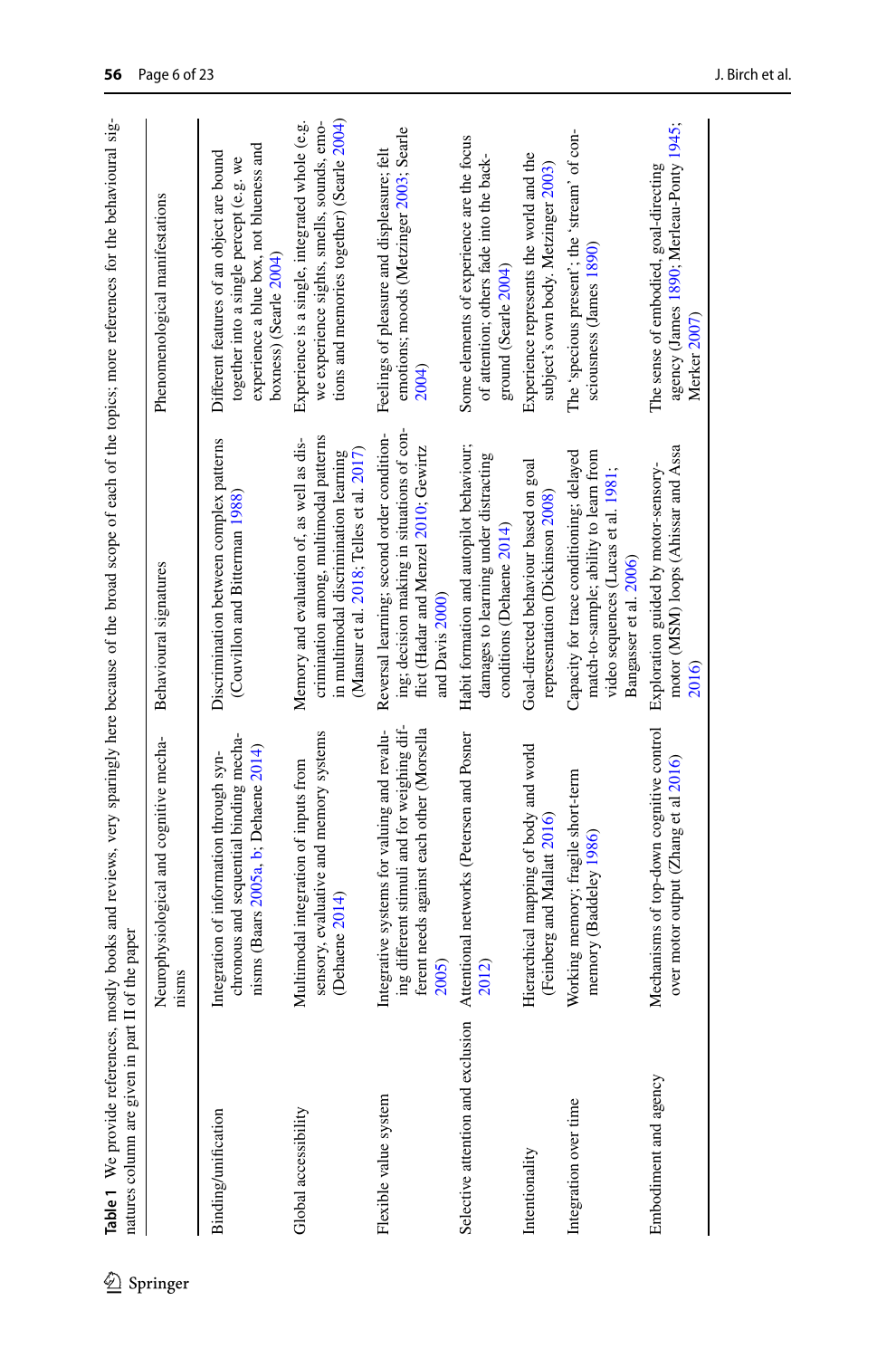**Table 1** We provide references, mostly books and reviews, very sparingly here because of the broad scope of each of the topics; more references for the behavioural signatures column are given in part II of the paper

| | Neurophysiological and cognitive mechanisms | Behavioural signatures | Phenomenological manifestations |
|---|---|---|---|
| Binding/unification | Integration of information through synchronous and sequential binding mechanisms (Baars 2005a, b; Dehaene 2014) | Discrimination between complex patterns (Couvillon and Bitterman 1988) | Different features of an object are bound together into a single percept (e.g. we experience a blue box, not blueness and boxness) (Searle 2004) |
| Global accessibility | Multimodal integration of inputs from sensory, evaluative and memory systems (Dehaene 2014) | Memory and evaluation of, as well as discrimination among, multimodal patterns in multimodal discrimination learning (Mansur et al. 2018; Telles et al. 2017) | Experience is a single, integrated whole (e.g. we experience sights, smells, sounds, emotions and memories together) (Searle 2004) |
| Flexible value system | Integrative systems for valuing and revaluing different stimuli and for weighing different needs against each other (Morsella 2005) | Reversal learning; second order conditioning; decision making in situations of conflict (Hadar and Menzel 2010; Gewirtz and Davis 2000) | Feelings of pleasure and displeasure; felt emotions; moods (Metzinger 2003; Searle 2004) |
| Selective attention and exclusion | Attentional networks (Petersen and Posner 2012) | Habit formation and autopilot behaviour; damages to learning under distracting conditions (Dehaene 2014) | Some elements of experience are the focus of attention; others fade into the background (Searle 2004) |
| Intentionality | Hierarchical mapping of body and world (Feinberg and Mallatt 2016) | Goal-directed behaviour based on goal representation (Dickinson 2008) | Experience represents the world and the subject's own body. Metzinger 2003) |
| Integration over time | Working memory; fragile short-term memory (Baddeley 1986) | Capacity for trace conditioning; delayed match-to-sample; ability to learn from video sequences (Lucas et al. 1981; Bangasser et al. 2006) | The 'specious present'; the 'stream' of consciousness (James 1890) |
| Embodiment and agency | Mechanisms of top-down cognitive control over motor output (Zhang et al 2016) | Exploration guided by motor-sensory-motor (MSM) loops (Ahissar and Assa 2016) | The sense of embodied, goal-directing agency (James 1890; Merleau-Ponty 1945; Merker 2007) |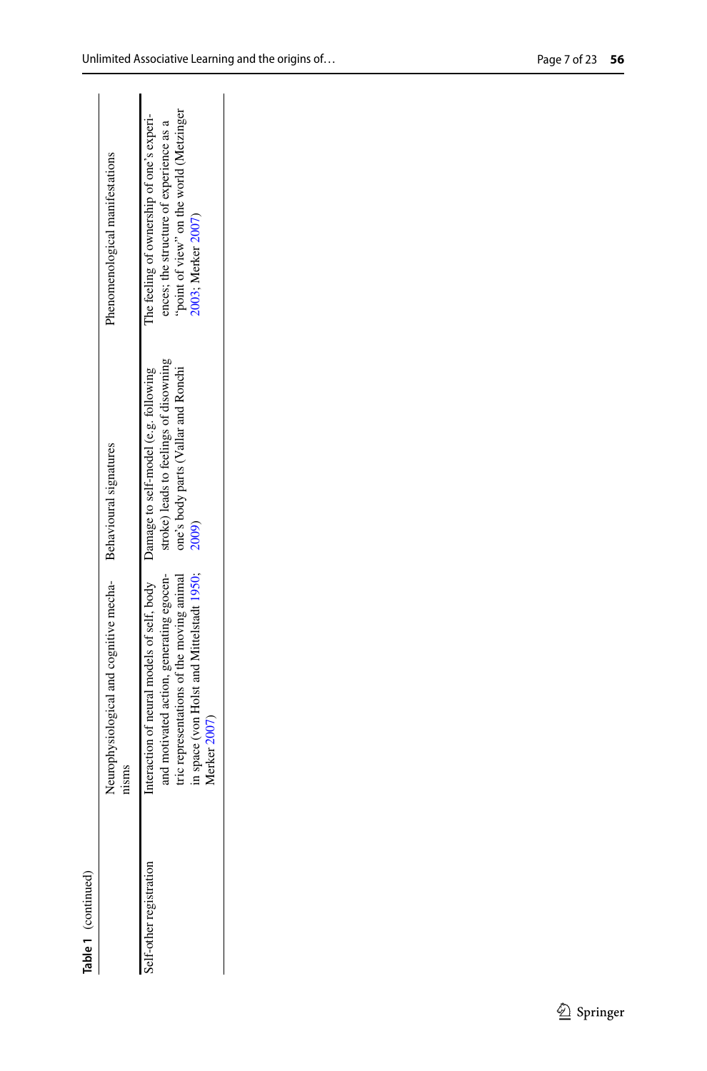**Table 1** (continued)

| | Neurophysiological and cognitive mechanisms | Behavioural signatures | Phenomenological manifestations |
|---|---|---|---|
| Self-other registration | Interaction of neural models of self, body and motivated action, generating egocentric representations of the moving animal in space (von Holst and Mittelstadt 1950; Merker 2007) | Damage to self-model (e.g. following stroke) leads to feelings of disowning one's body parts (Vallar and Ronchi 2009) | The feeling of ownership of one's experiences; the structure of experience as a "point of view" on the world (Metzinger 2003; Merker 2007) |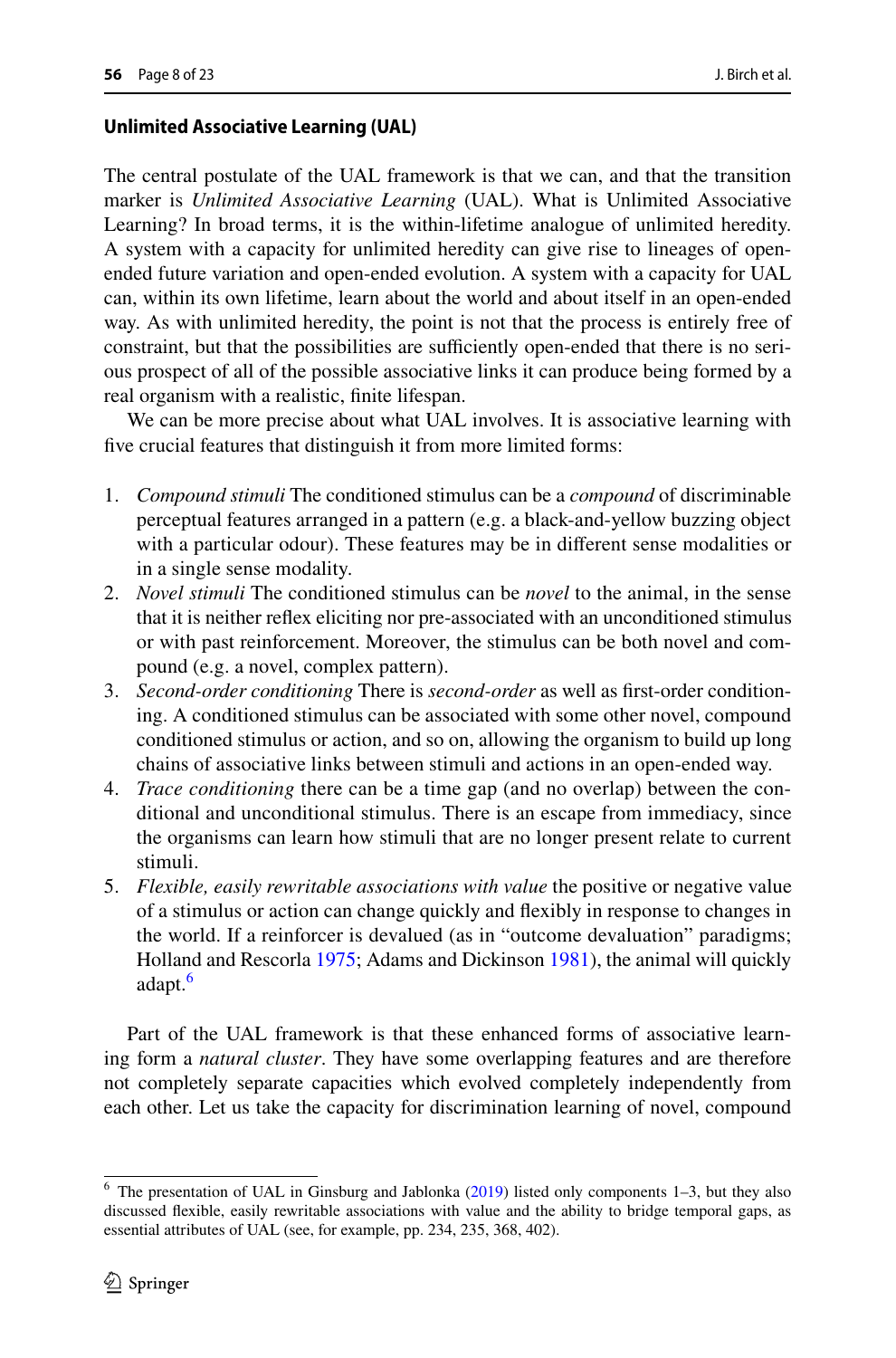### Unlimited Associative Learning (UAL)

The central postulate of the UAL framework is that we can, and that the transition marker is *Unlimited Associative Learning* (UAL). What is Unlimited Associative Learning? In broad terms, it is the within-lifetime analogue of unlimited heredity. A system with a capacity for unlimited heredity can give rise to lineages of open-ended future variation and open-ended evolution. A system with a capacity for UAL can, within its own lifetime, learn about the world and about itself in an open-ended way. As with unlimited heredity, the point is not that the process is entirely free of constraint, but that the possibilities are sufficiently open-ended that there is no serious prospect of all of the possible associative links it can produce being formed by a real organism with a realistic, finite lifespan.

We can be more precise about what UAL involves. It is associative learning with five crucial features that distinguish it from more limited forms:

1. *Compound stimuli* The conditioned stimulus can be a *compound* of discriminable perceptual features arranged in a pattern (e.g. a black-and-yellow buzzing object with a particular odour). These features may be in different sense modalities or in a single sense modality.
2. *Novel stimuli* The conditioned stimulus can be *novel* to the animal, in the sense that it is neither reflex eliciting nor pre-associated with an unconditioned stimulus or with past reinforcement. Moreover, the stimulus can be both novel and compound (e.g. a novel, complex pattern).
3. *Second-order conditioning* There is *second-order* as well as first-order conditioning. A conditioned stimulus can be associated with some other novel, compound conditioned stimulus or action, and so on, allowing the organism to build up long chains of associative links between stimuli and actions in an open-ended way.
4. *Trace conditioning* there can be a time gap (and no overlap) between the conditional and unconditional stimulus. There is an escape from immediacy, since the organisms can learn how stimuli that are no longer present relate to current stimuli.
5. *Flexible, easily rewritable associations with value* the positive or negative value of a stimulus or action can change quickly and flexibly in response to changes in the world. If a reinforcer is devalued (as in "outcome devaluation" paradigms; Holland and Rescorla 1975; Adams and Dickinson 1981), the animal will quickly adapt.[6]

Part of the UAL framework is that these enhanced forms of associative learning form a *natural cluster*. They have some overlapping features and are therefore not completely separate capacities which evolved completely independently from each other. Let us take the capacity for discrimination learning of novel, compound

---

[6] The presentation of UAL in Ginsburg and Jablonka (2019) listed only components 1–3, but they also discussed flexible, easily rewritable associations with value and the ability to bridge temporal gaps, as essential attributes of UAL (see, for example, pp. 234, 235, 368, 402).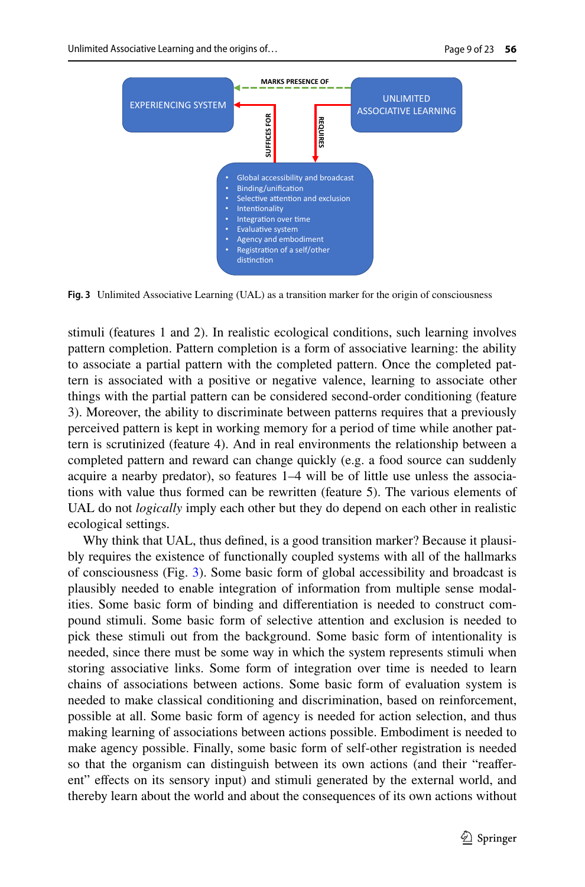Fig. 3 Unlimited Associative Learning (UAL) as a transition marker for the origin of consciousness

stimuli (features 1 and 2). In realistic ecological conditions, such learning involves pattern completion. Pattern completion is a form of associative learning: the ability to associate a partial pattern with the completed pattern. Once the completed pattern is associated with a positive or negative valence, learning to associate other things with the partial pattern can be considered second-order conditioning (feature 3). Moreover, the ability to discriminate between patterns requires that a previously perceived pattern is kept in working memory for a period of time while another pattern is scrutinized (feature 4). And in real environments the relationship between a completed pattern and reward can change quickly (e.g. a food source can suddenly acquire a nearby predator), so features 1–4 will be of little use unless the associations with value thus formed can be rewritten (feature 5). The various elements of UAL do not *logically* imply each other but they do depend on each other in realistic ecological settings.

Why think that UAL, thus defined, is a good transition marker? Because it plausibly requires the existence of functionally coupled systems with all of the hallmarks of consciousness (Fig. 3). Some basic form of global accessibility and broadcast is plausibly needed to enable integration of information from multiple sense modalities. Some basic form of binding and differentiation is needed to construct compound stimuli. Some basic form of selective attention and exclusion is needed to pick these stimuli out from the background. Some basic form of intentionality is needed, since there must be some way in which the system represents stimuli when storing associative links. Some form of integration over time is needed to learn chains of associations between actions. Some basic form of evaluation system is needed to make classical conditioning and discrimination, based on reinforcement, possible at all. Some basic form of agency is needed for action selection, and thus making learning of associations between actions possible. Embodiment is needed to make agency possible. Finally, some basic form of self-other registration is needed so that the organism can distinguish between its own actions (and their "reafferent" effects on its sensory input) and stimuli generated by the external world, and thereby learn about the world and about the consequences of its own actions without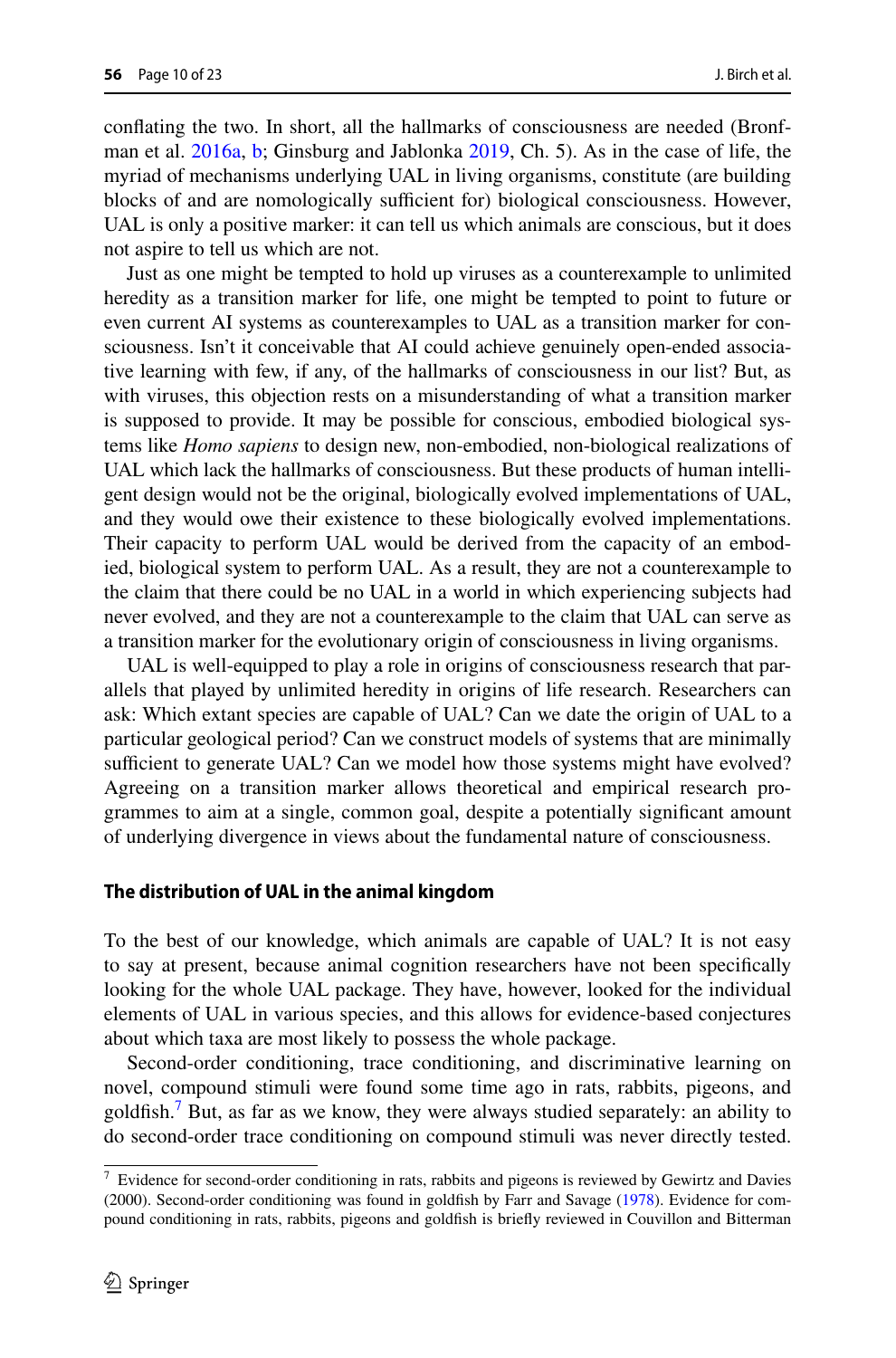conflating the two. In short, all the hallmarks of consciousness are needed (Bronfman et al. 2016a, b; Ginsburg and Jablonka 2019, Ch. 5). As in the case of life, the myriad of mechanisms underlying UAL in living organisms, constitute (are building blocks of and are nomologically sufficient for) biological consciousness. However, UAL is only a positive marker: it can tell us which animals are conscious, but it does not aspire to tell us which are not.

Just as one might be tempted to hold up viruses as a counterexample to unlimited heredity as a transition marker for life, one might be tempted to point to future or even current AI systems as counterexamples to UAL as a transition marker for consciousness. Isn't it conceivable that AI could achieve genuinely open-ended associative learning with few, if any, of the hallmarks of consciousness in our list? But, as with viruses, this objection rests on a misunderstanding of what a transition marker is supposed to provide. It may be possible for conscious, embodied biological systems like *Homo sapiens* to design new, non-embodied, non-biological realizations of UAL which lack the hallmarks of consciousness. But these products of human intelligent design would not be the original, biologically evolved implementations of UAL, and they would owe their existence to these biologically evolved implementations. Their capacity to perform UAL would be derived from the capacity of an embodied, biological system to perform UAL. As a result, they are not a counterexample to the claim that there could be no UAL in a world in which experiencing subjects had never evolved, and they are not a counterexample to the claim that UAL can serve as a transition marker for the evolutionary origin of consciousness in living organisms.

UAL is well-equipped to play a role in origins of consciousness research that parallels that played by unlimited heredity in origins of life research. Researchers can ask: Which extant species are capable of UAL? Can we date the origin of UAL to a particular geological period? Can we construct models of systems that are minimally sufficient to generate UAL? Can we model how those systems might have evolved? Agreeing on a transition marker allows theoretical and empirical research programmes to aim at a single, common goal, despite a potentially significant amount of underlying divergence in views about the fundamental nature of consciousness.

## The distribution of UAL in the animal kingdom

To the best of our knowledge, which animals are capable of UAL? It is not easy to say at present, because animal cognition researchers have not been specifically looking for the whole UAL package. They have, however, looked for the individual elements of UAL in various species, and this allows for evidence-based conjectures about which taxa are most likely to possess the whole package.

Second-order conditioning, trace conditioning, and discriminative learning on novel, compound stimuli were found some time ago in rats, rabbits, pigeons, and goldfish.[7] But, as far as we know, they were always studied separately: an ability to do second-order trace conditioning on compound stimuli was never directly tested.

[7] Evidence for second-order conditioning in rats, rabbits and pigeons is reviewed by Gewirtz and Davies (2000). Second-order conditioning was found in goldfish by Farr and Savage (1978). Evidence for compound conditioning in rats, rabbits, pigeons and goldfish is briefly reviewed in Couvillon and Bitterman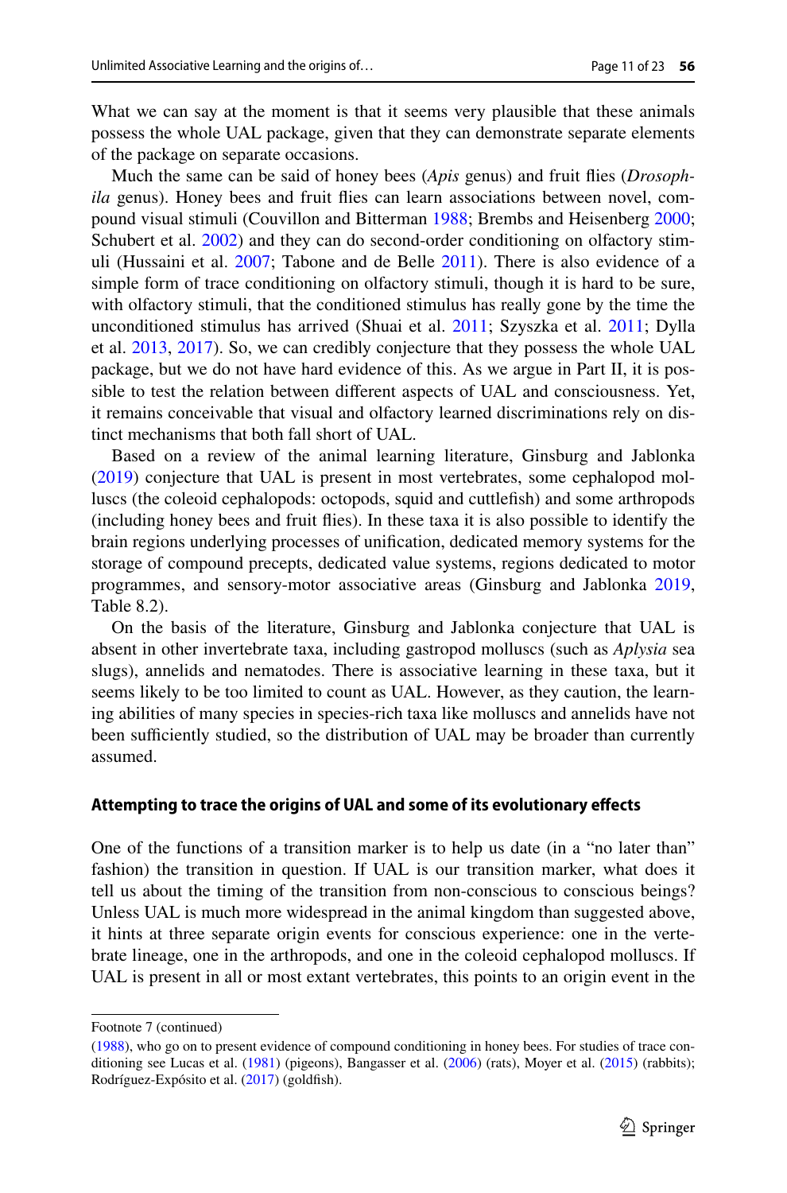What we can say at the moment is that it seems very plausible that these animals possess the whole UAL package, given that they can demonstrate separate elements of the package on separate occasions.

Much the same can be said of honey bees (*Apis* genus) and fruit flies (*Drosophila* genus). Honey bees and fruit flies can learn associations between novel, compound visual stimuli (Couvillon and Bitterman 1988; Brembs and Heisenberg 2000; Schubert et al. 2002) and they can do second-order conditioning on olfactory stimuli (Hussaini et al. 2007; Tabone and de Belle 2011). There is also evidence of a simple form of trace conditioning on olfactory stimuli, though it is hard to be sure, with olfactory stimuli, that the conditioned stimulus has really gone by the time the unconditioned stimulus has arrived (Shuai et al. 2011; Szyszka et al. 2011; Dylla et al. 2013, 2017). So, we can credibly conjecture that they possess the whole UAL package, but we do not have hard evidence of this. As we argue in Part II, it is possible to test the relation between different aspects of UAL and consciousness. Yet, it remains conceivable that visual and olfactory learned discriminations rely on distinct mechanisms that both fall short of UAL.

Based on a review of the animal learning literature, Ginsburg and Jablonka (2019) conjecture that UAL is present in most vertebrates, some cephalopod molluscs (the coleoid cephalopods: octopods, squid and cuttlefish) and some arthropods (including honey bees and fruit flies). In these taxa it is also possible to identify the brain regions underlying processes of unification, dedicated memory systems for the storage of compound precepts, dedicated value systems, regions dedicated to motor programmes, and sensory-motor associative areas (Ginsburg and Jablonka 2019, Table 8.2).

On the basis of the literature, Ginsburg and Jablonka conjecture that UAL is absent in other invertebrate taxa, including gastropod molluscs (such as *Aplysia* sea slugs), annelids and nematodes. There is associative learning in these taxa, but it seems likely to be too limited to count as UAL. However, as they caution, the learning abilities of many species in species-rich taxa like molluscs and annelids have not been sufficiently studied, so the distribution of UAL may be broader than currently assumed.

## Attempting to trace the origins of UAL and some of its evolutionary effects

One of the functions of a transition marker is to help us date (in a "no later than" fashion) the transition in question. If UAL is our transition marker, what does it tell us about the timing of the transition from non-conscious to conscious beings? Unless UAL is much more widespread in the animal kingdom than suggested above, it hints at three separate origin events for conscious experience: one in the vertebrate lineage, one in the arthropods, and one in the coleoid cephalopod molluscs. If UAL is present in all or most extant vertebrates, this points to an origin event in the

---

Footnote 7 (continued)

(1988), who go on to present evidence of compound conditioning in honey bees. For studies of trace conditioning see Lucas et al. (1981) (pigeons), Bangasser et al. (2006) (rats), Moyer et al. (2015) (rabbits); Rodríguez-Expósito et al. (2017) (goldfish).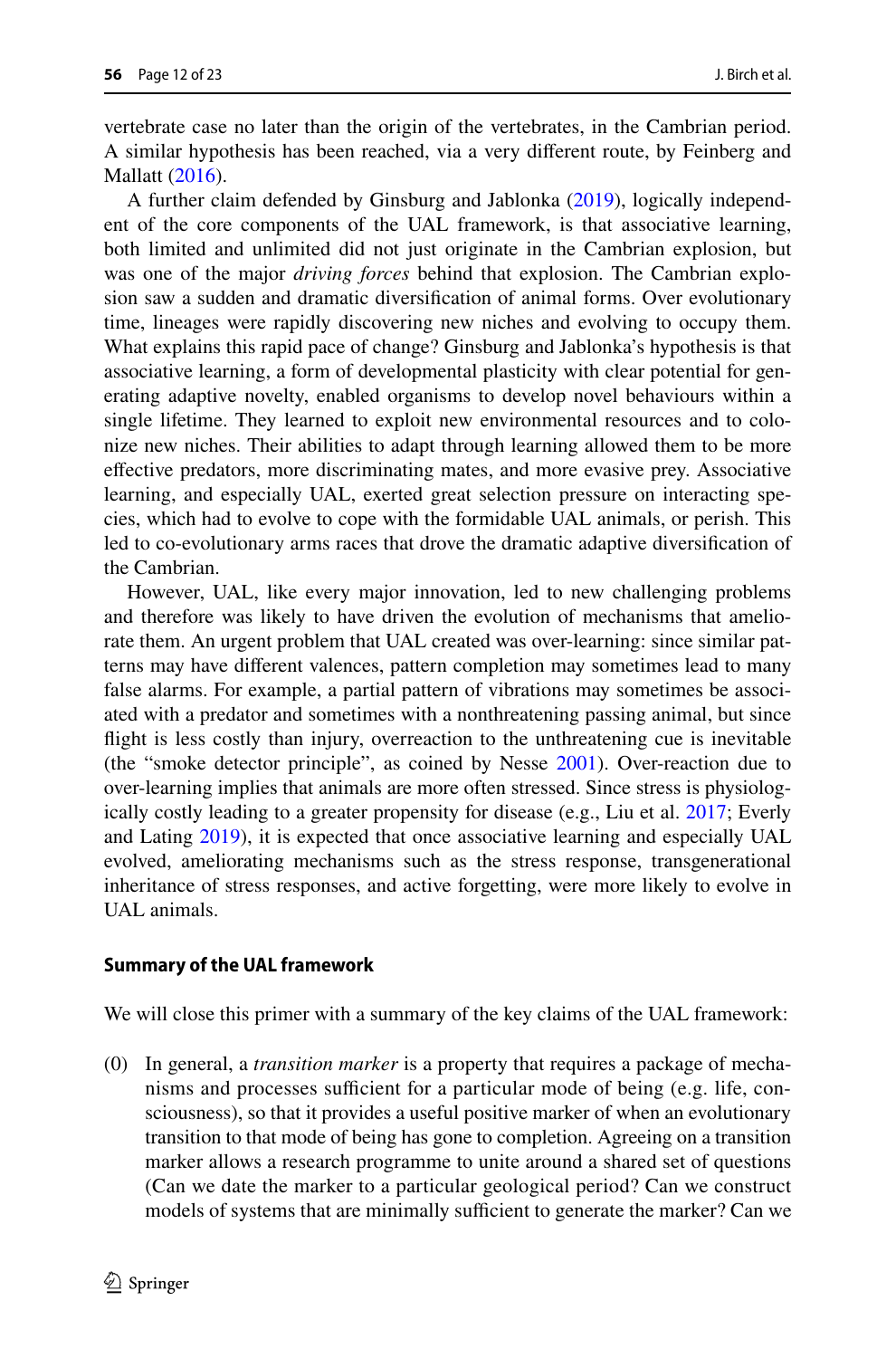vertebrate case no later than the origin of the vertebrates, in the Cambrian period. A similar hypothesis has been reached, via a very different route, by Feinberg and Mallatt (2016).

A further claim defended by Ginsburg and Jablonka (2019), logically independent of the core components of the UAL framework, is that associative learning, both limited and unlimited did not just originate in the Cambrian explosion, but was one of the major *driving forces* behind that explosion. The Cambrian explosion saw a sudden and dramatic diversification of animal forms. Over evolutionary time, lineages were rapidly discovering new niches and evolving to occupy them. What explains this rapid pace of change? Ginsburg and Jablonka's hypothesis is that associative learning, a form of developmental plasticity with clear potential for generating adaptive novelty, enabled organisms to develop novel behaviours within a single lifetime. They learned to exploit new environmental resources and to colonize new niches. Their abilities to adapt through learning allowed them to be more effective predators, more discriminating mates, and more evasive prey. Associative learning, and especially UAL, exerted great selection pressure on interacting species, which had to evolve to cope with the formidable UAL animals, or perish. This led to co-evolutionary arms races that drove the dramatic adaptive diversification of the Cambrian.

However, UAL, like every major innovation, led to new challenging problems and therefore was likely to have driven the evolution of mechanisms that ameliorate them. An urgent problem that UAL created was over-learning: since similar patterns may have different valences, pattern completion may sometimes lead to many false alarms. For example, a partial pattern of vibrations may sometimes be associated with a predator and sometimes with a nonthreatening passing animal, but since flight is less costly than injury, overreaction to the unthreatening cue is inevitable (the "smoke detector principle", as coined by Nesse 2001). Over-reaction due to over-learning implies that animals are more often stressed. Since stress is physiologically costly leading to a greater propensity for disease (e.g., Liu et al. 2017; Everly and Lating 2019), it is expected that once associative learning and especially UAL evolved, ameliorating mechanisms such as the stress response, transgenerational inheritance of stress responses, and active forgetting, were more likely to evolve in UAL animals.

#### Summary of the UAL framework

We will close this primer with a summary of the key claims of the UAL framework:

(0) In general, a *transition marker* is a property that requires a package of mechanisms and processes sufficient for a particular mode of being (e.g. life, consciousness), so that it provides a useful positive marker of when an evolutionary transition to that mode of being has gone to completion. Agreeing on a transition marker allows a research programme to unite around a shared set of questions (Can we date the marker to a particular geological period? Can we construct models of systems that are minimally sufficient to generate the marker? Can we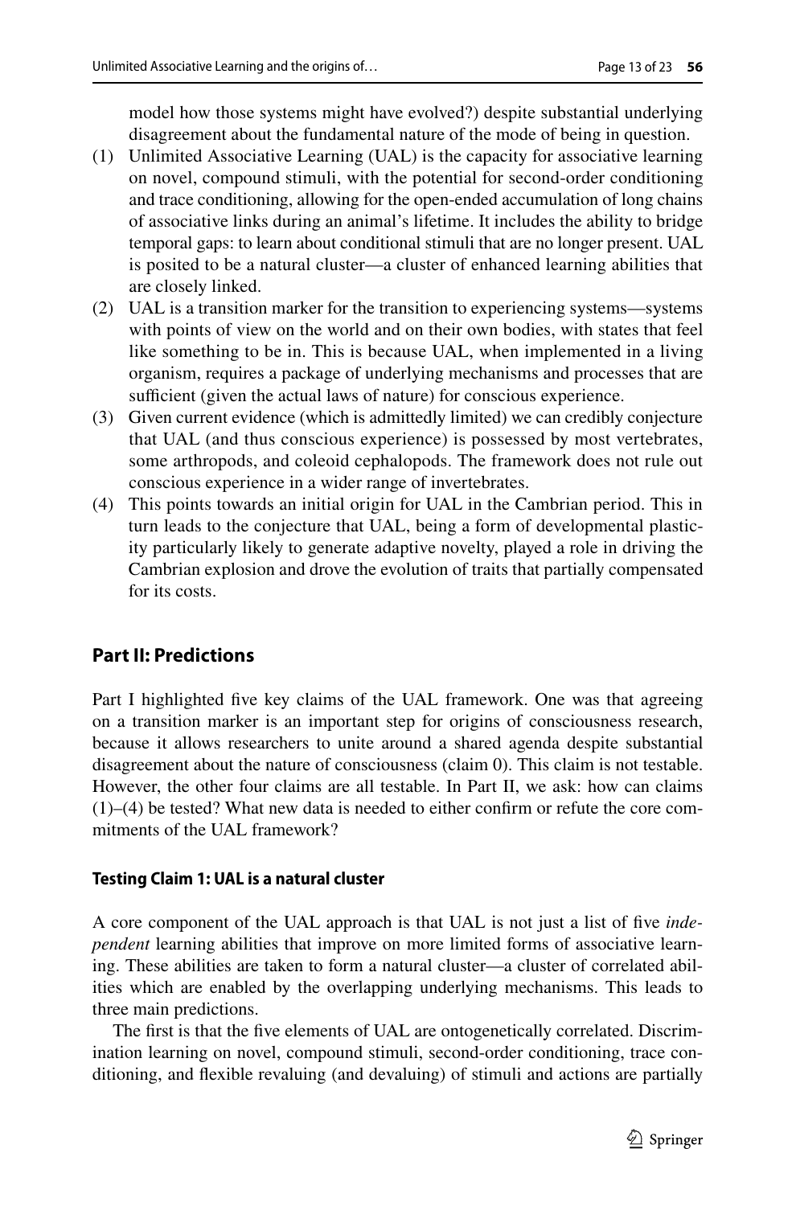model how those systems might have evolved?) despite substantial underlying disagreement about the fundamental nature of the mode of being in question.

(1) Unlimited Associative Learning (UAL) is the capacity for associative learning on novel, compound stimuli, with the potential for second-order conditioning and trace conditioning, allowing for the open-ended accumulation of long chains of associative links during an animal's lifetime. It includes the ability to bridge temporal gaps: to learn about conditional stimuli that are no longer present. UAL is posited to be a natural cluster—a cluster of enhanced learning abilities that are closely linked.

(2) UAL is a transition marker for the transition to experiencing systems—systems with points of view on the world and on their own bodies, with states that feel like something to be in. This is because UAL, when implemented in a living organism, requires a package of underlying mechanisms and processes that are sufficient (given the actual laws of nature) for conscious experience.

(3) Given current evidence (which is admittedly limited) we can credibly conjecture that UAL (and thus conscious experience) is possessed by most vertebrates, some arthropods, and coleoid cephalopods. The framework does not rule out conscious experience in a wider range of invertebrates.

(4) This points towards an initial origin for UAL in the Cambrian period. This in turn leads to the conjecture that UAL, being a form of developmental plasticity particularly likely to generate adaptive novelty, played a role in driving the Cambrian explosion and drove the evolution of traits that partially compensated for its costs.

## Part II: Predictions

Part I highlighted five key claims of the UAL framework. One was that agreeing on a transition marker is an important step for origins of consciousness research, because it allows researchers to unite around a shared agenda despite substantial disagreement about the nature of consciousness (claim 0). This claim is not testable. However, the other four claims are all testable. In Part II, we ask: how can claims (1)–(4) be tested? What new data is needed to either confirm or refute the core commitments of the UAL framework?

### Testing Claim 1: UAL is a natural cluster

A core component of the UAL approach is that UAL is not just a list of five *independent* learning abilities that improve on more limited forms of associative learning. These abilities are taken to form a natural cluster—a cluster of correlated abilities which are enabled by the overlapping underlying mechanisms. This leads to three main predictions.

The first is that the five elements of UAL are ontogenetically correlated. Discrimination learning on novel, compound stimuli, second-order conditioning, trace conditioning, and flexible revaluing (and devaluing) of stimuli and actions are partially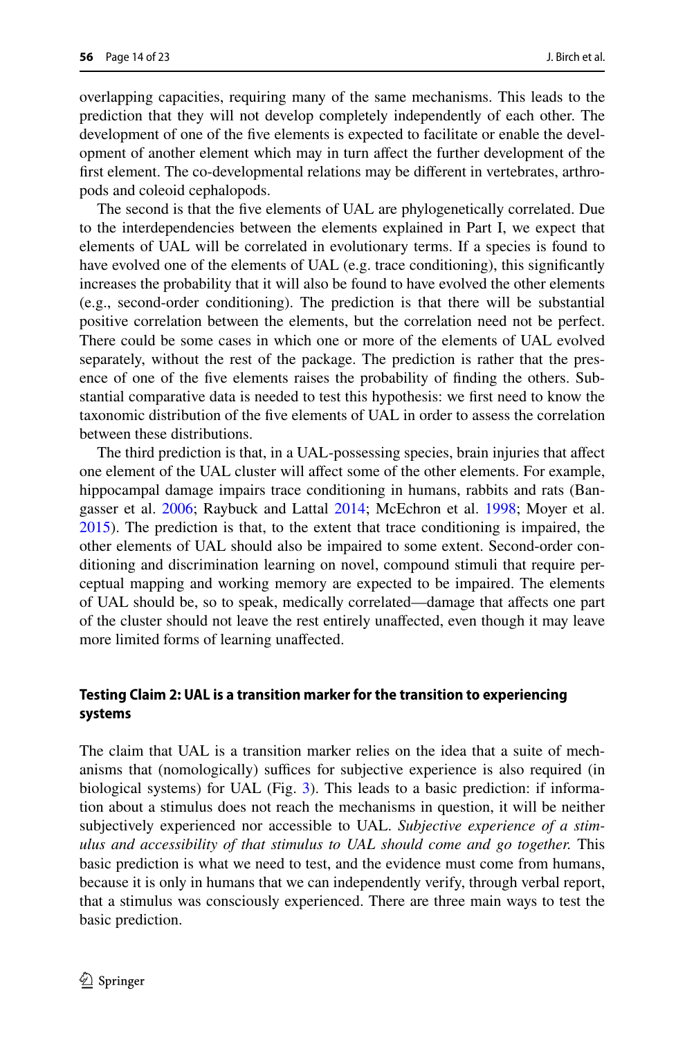overlapping capacities, requiring many of the same mechanisms. This leads to the prediction that they will not develop completely independently of each other. The development of one of the five elements is expected to facilitate or enable the development of another element which may in turn affect the further development of the first element. The co-developmental relations may be different in vertebrates, arthropods and coleoid cephalopods.

The second is that the five elements of UAL are phylogenetically correlated. Due to the interdependencies between the elements explained in Part I, we expect that elements of UAL will be correlated in evolutionary terms. If a species is found to have evolved one of the elements of UAL (e.g. trace conditioning), this significantly increases the probability that it will also be found to have evolved the other elements (e.g., second-order conditioning). The prediction is that there will be substantial positive correlation between the elements, but the correlation need not be perfect. There could be some cases in which one or more of the elements of UAL evolved separately, without the rest of the package. The prediction is rather that the presence of one of the five elements raises the probability of finding the others. Substantial comparative data is needed to test this hypothesis: we first need to know the taxonomic distribution of the five elements of UAL in order to assess the correlation between these distributions.

The third prediction is that, in a UAL-possessing species, brain injuries that affect one element of the UAL cluster will affect some of the other elements. For example, hippocampal damage impairs trace conditioning in humans, rabbits and rats (Bangasser et al. 2006; Raybuck and Lattal 2014; McEchron et al. 1998; Moyer et al. 2015). The prediction is that, to the extent that trace conditioning is impaired, the other elements of UAL should also be impaired to some extent. Second-order conditioning and discrimination learning on novel, compound stimuli that require perceptual mapping and working memory are expected to be impaired. The elements of UAL should be, so to speak, medically correlated—damage that affects one part of the cluster should not leave the rest entirely unaffected, even though it may leave more limited forms of learning unaffected.

### Testing Claim 2: UAL is a transition marker for the transition to experiencing systems

The claim that UAL is a transition marker relies on the idea that a suite of mechanisms that (nomologically) suffices for subjective experience is also required (in biological systems) for UAL (Fig. 3). This leads to a basic prediction: if information about a stimulus does not reach the mechanisms in question, it will be neither subjectively experienced nor accessible to UAL. *Subjective experience of a stimulus and accessibility of that stimulus to UAL should come and go together.* This basic prediction is what we need to test, and the evidence must come from humans, because it is only in humans that we can independently verify, through verbal report, that a stimulus was consciously experienced. There are three main ways to test the basic prediction.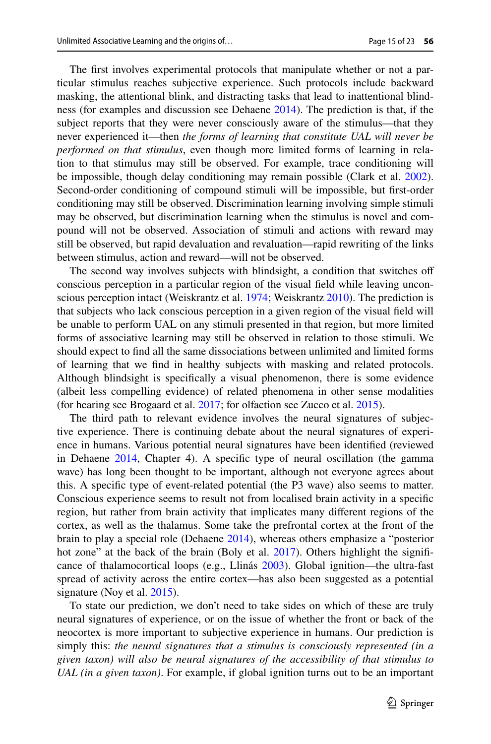The first involves experimental protocols that manipulate whether or not a particular stimulus reaches subjective experience. Such protocols include backward masking, the attentional blink, and distracting tasks that lead to inattentional blindness (for examples and discussion see Dehaene 2014). The prediction is that, if the subject reports that they were never consciously aware of the stimulus—that they never experienced it—then *the forms of learning that constitute UAL will never be performed on that stimulus*, even though more limited forms of learning in relation to that stimulus may still be observed. For example, trace conditioning will be impossible, though delay conditioning may remain possible (Clark et al. 2002). Second-order conditioning of compound stimuli will be impossible, but first-order conditioning may still be observed. Discrimination learning involving simple stimuli may be observed, but discrimination learning when the stimulus is novel and compound will not be observed. Association of stimuli and actions with reward may still be observed, but rapid devaluation and revaluation—rapid rewriting of the links between stimulus, action and reward—will not be observed.

The second way involves subjects with blindsight, a condition that switches off conscious perception in a particular region of the visual field while leaving unconscious perception intact (Weiskrantz et al. 1974; Weiskrantz 2010). The prediction is that subjects who lack conscious perception in a given region of the visual field will be unable to perform UAL on any stimuli presented in that region, but more limited forms of associative learning may still be observed in relation to those stimuli. We should expect to find all the same dissociations between unlimited and limited forms of learning that we find in healthy subjects with masking and related protocols. Although blindsight is specifically a visual phenomenon, there is some evidence (albeit less compelling evidence) of related phenomena in other sense modalities (for hearing see Brogaard et al. 2017; for olfaction see Zucco et al. 2015).

The third path to relevant evidence involves the neural signatures of subjective experience. There is continuing debate about the neural signatures of experience in humans. Various potential neural signatures have been identified (reviewed in Dehaene 2014, Chapter 4). A specific type of neural oscillation (the gamma wave) has long been thought to be important, although not everyone agrees about this. A specific type of event-related potential (the P3 wave) also seems to matter. Conscious experience seems to result not from localised brain activity in a specific region, but rather from brain activity that implicates many different regions of the cortex, as well as the thalamus. Some take the prefrontal cortex at the front of the brain to play a special role (Dehaene 2014), whereas others emphasize a "posterior hot zone" at the back of the brain (Boly et al. 2017). Others highlight the significance of thalamocortical loops (e.g., Llinás 2003). Global ignition—the ultra-fast spread of activity across the entire cortex—has also been suggested as a potential signature (Noy et al. 2015).

To state our prediction, we don't need to take sides on which of these are truly neural signatures of experience, or on the issue of whether the front or back of the neocortex is more important to subjective experience in humans. Our prediction is simply this: *the neural signatures that a stimulus is consciously represented (in a given taxon) will also be neural signatures of the accessibility of that stimulus to UAL (in a given taxon)*. For example, if global ignition turns out to be an important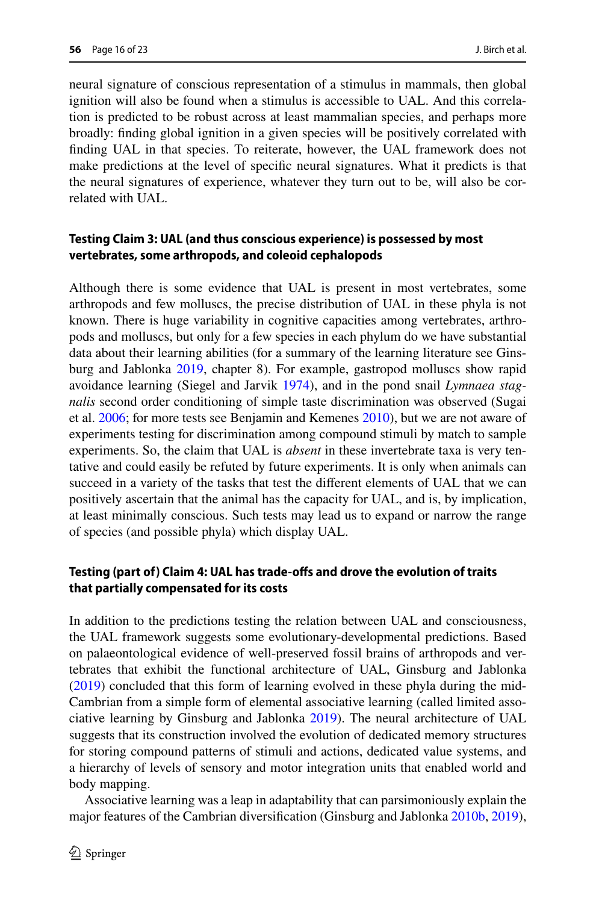neural signature of conscious representation of a stimulus in mammals, then global ignition will also be found when a stimulus is accessible to UAL. And this correlation is predicted to be robust across at least mammalian species, and perhaps more broadly: finding global ignition in a given species will be positively correlated with finding UAL in that species. To reiterate, however, the UAL framework does not make predictions at the level of specific neural signatures. What it predicts is that the neural signatures of experience, whatever they turn out to be, will also be correlated with UAL.

#### Testing Claim 3: UAL (and thus conscious experience) is possessed by most vertebrates, some arthropods, and coleoid cephalopods

Although there is some evidence that UAL is present in most vertebrates, some arthropods and few molluscs, the precise distribution of UAL in these phyla is not known. There is huge variability in cognitive capacities among vertebrates, arthropods and molluscs, but only for a few species in each phylum do we have substantial data about their learning abilities (for a summary of the learning literature see Ginsburg and Jablonka 2019, chapter 8). For example, gastropod molluscs show rapid avoidance learning (Siegel and Jarvik 1974), and in the pond snail *Lymnaea stagnalis* second order conditioning of simple taste discrimination was observed (Sugai et al. 2006; for more tests see Benjamin and Kemenes 2010), but we are not aware of experiments testing for discrimination among compound stimuli by match to sample experiments. So, the claim that UAL is *absent* in these invertebrate taxa is very tentative and could easily be refuted by future experiments. It is only when animals can succeed in a variety of the tasks that test the different elements of UAL that we can positively ascertain that the animal has the capacity for UAL, and is, by implication, at least minimally conscious. Such tests may lead us to expand or narrow the range of species (and possible phyla) which display UAL.

#### Testing (part of) Claim 4: UAL has trade-offs and drove the evolution of traits that partially compensated for its costs

In addition to the predictions testing the relation between UAL and consciousness, the UAL framework suggests some evolutionary-developmental predictions. Based on palaeontological evidence of well-preserved fossil brains of arthropods and vertebrates that exhibit the functional architecture of UAL, Ginsburg and Jablonka (2019) concluded that this form of learning evolved in these phyla during the mid-Cambrian from a simple form of elemental associative learning (called limited associative learning by Ginsburg and Jablonka 2019). The neural architecture of UAL suggests that its construction involved the evolution of dedicated memory structures for storing compound patterns of stimuli and actions, dedicated value systems, and a hierarchy of levels of sensory and motor integration units that enabled world and body mapping.

Associative learning was a leap in adaptability that can parsimoniously explain the major features of the Cambrian diversification (Ginsburg and Jablonka 2010b, 2019),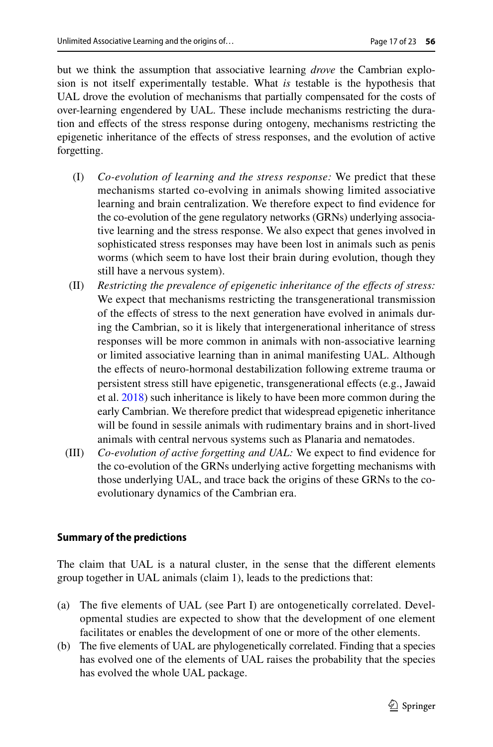but we think the assumption that associative learning *drove* the Cambrian explosion is not itself experimentally testable. What *is* testable is the hypothesis that UAL drove the evolution of mechanisms that partially compensated for the costs of over-learning engendered by UAL. These include mechanisms restricting the duration and effects of the stress response during ontogeny, mechanisms restricting the epigenetic inheritance of the effects of stress responses, and the evolution of active forgetting.

(I) *Co-evolution of learning and the stress response:* We predict that these mechanisms started co-evolving in animals showing limited associative learning and brain centralization. We therefore expect to find evidence for the co-evolution of the gene regulatory networks (GRNs) underlying associative learning and the stress response. We also expect that genes involved in sophisticated stress responses may have been lost in animals such as penis worms (which seem to have lost their brain during evolution, though they still have a nervous system).

(II) *Restricting the prevalence of epigenetic inheritance of the effects of stress:* We expect that mechanisms restricting the transgenerational transmission of the effects of stress to the next generation have evolved in animals during the Cambrian, so it is likely that intergenerational inheritance of stress responses will be more common in animals with non-associative learning or limited associative learning than in animal manifesting UAL. Although the effects of neuro-hormonal destabilization following extreme trauma or persistent stress still have epigenetic, transgenerational effects (e.g., Jawaid et al. 2018) such inheritance is likely to have been more common during the early Cambrian. We therefore predict that widespread epigenetic inheritance will be found in sessile animals with rudimentary brains and in short-lived animals with central nervous systems such as Planaria and nematodes.

(III) *Co-evolution of active forgetting and UAL:* We expect to find evidence for the co-evolution of the GRNs underlying active forgetting mechanisms with those underlying UAL, and trace back the origins of these GRNs to the co-evolutionary dynamics of the Cambrian era.

#### Summary of the predictions

The claim that UAL is a natural cluster, in the sense that the different elements group together in UAL animals (claim 1), leads to the predictions that:

(a) The five elements of UAL (see Part I) are ontogenetically correlated. Developmental studies are expected to show that the development of one element facilitates or enables the development of one or more of the other elements.

(b) The five elements of UAL are phylogenetically correlated. Finding that a species has evolved one of the elements of UAL raises the probability that the species has evolved the whole UAL package.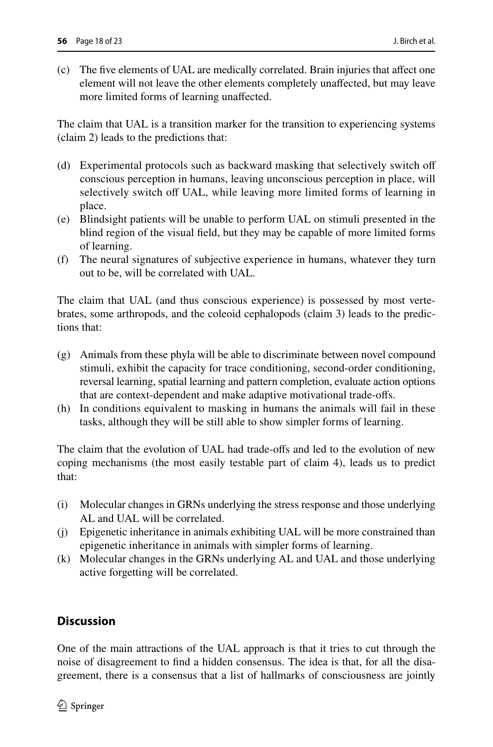(c) The five elements of UAL are medically correlated. Brain injuries that affect one element will not leave the other elements completely unaffected, but may leave more limited forms of learning unaffected.

The claim that UAL is a transition marker for the transition to experiencing systems (claim 2) leads to the predictions that:

(d) Experimental protocols such as backward masking that selectively switch off conscious perception in humans, leaving unconscious perception in place, will selectively switch off UAL, while leaving more limited forms of learning in place.
(e) Blindsight patients will be unable to perform UAL on stimuli presented in the blind region of the visual field, but they may be capable of more limited forms of learning.
(f) The neural signatures of subjective experience in humans, whatever they turn out to be, will be correlated with UAL.

The claim that UAL (and thus conscious experience) is possessed by most vertebrates, some arthropods, and the coleoid cephalopods (claim 3) leads to the predictions that:

(g) Animals from these phyla will be able to discriminate between novel compound stimuli, exhibit the capacity for trace conditioning, second-order conditioning, reversal learning, spatial learning and pattern completion, evaluate action options that are context-dependent and make adaptive motivational trade-offs.
(h) In conditions equivalent to masking in humans the animals will fail in these tasks, although they will be still able to show simpler forms of learning.

The claim that the evolution of UAL had trade-offs and led to the evolution of new coping mechanisms (the most easily testable part of claim 4), leads us to predict that:

(i) Molecular changes in GRNs underlying the stress response and those underlying AL and UAL will be correlated.
(j) Epigenetic inheritance in animals exhibiting UAL will be more constrained than epigenetic inheritance in animals with simpler forms of learning.
(k) Molecular changes in the GRNs underlying AL and UAL and those underlying active forgetting will be correlated.

## Discussion

One of the main attractions of the UAL approach is that it tries to cut through the noise of disagreement to find a hidden consensus. The idea is that, for all the disagreement, there is a consensus that a list of hallmarks of consciousness are jointly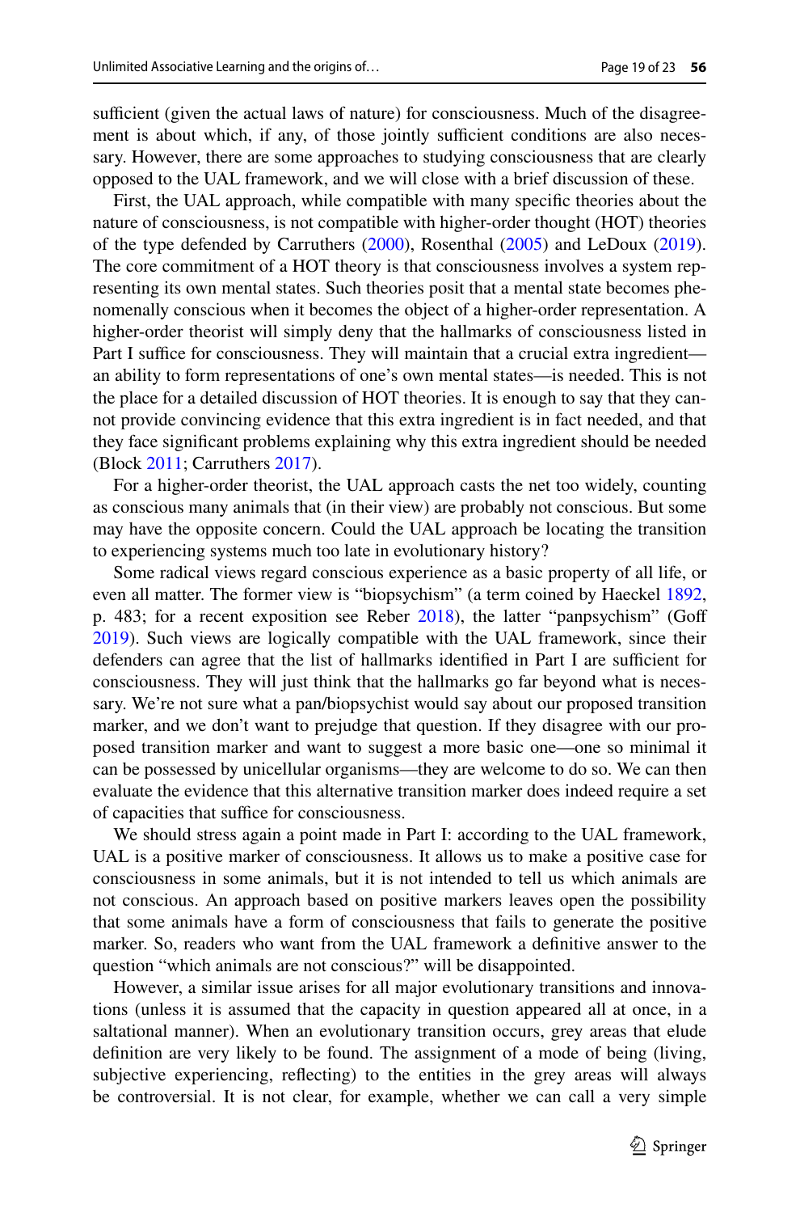sufficient (given the actual laws of nature) for consciousness. Much of the disagreement is about which, if any, of those jointly sufficient conditions are also necessary. However, there are some approaches to studying consciousness that are clearly opposed to the UAL framework, and we will close with a brief discussion of these.

First, the UAL approach, while compatible with many specific theories about the nature of consciousness, is not compatible with higher-order thought (HOT) theories of the type defended by Carruthers (2000), Rosenthal (2005) and LeDoux (2019). The core commitment of a HOT theory is that consciousness involves a system representing its own mental states. Such theories posit that a mental state becomes phenomenally conscious when it becomes the object of a higher-order representation. A higher-order theorist will simply deny that the hallmarks of consciousness listed in Part I suffice for consciousness. They will maintain that a crucial extra ingredient—an ability to form representations of one's own mental states—is needed. This is not the place for a detailed discussion of HOT theories. It is enough to say that they cannot provide convincing evidence that this extra ingredient is in fact needed, and that they face significant problems explaining why this extra ingredient should be needed (Block 2011; Carruthers 2017).

For a higher-order theorist, the UAL approach casts the net too widely, counting as conscious many animals that (in their view) are probably not conscious. But some may have the opposite concern. Could the UAL approach be locating the transition to experiencing systems much too late in evolutionary history?

Some radical views regard conscious experience as a basic property of all life, or even all matter. The former view is "biopsychism" (a term coined by Haeckel 1892, p. 483; for a recent exposition see Reber 2018), the latter "panpsychism" (Goff 2019). Such views are logically compatible with the UAL framework, since their defenders can agree that the list of hallmarks identified in Part I are sufficient for consciousness. They will just think that the hallmarks go far beyond what is necessary. We're not sure what a pan/biopsychist would say about our proposed transition marker, and we don't want to prejudge that question. If they disagree with our proposed transition marker and want to suggest a more basic one—one so minimal it can be possessed by unicellular organisms—they are welcome to do so. We can then evaluate the evidence that this alternative transition marker does indeed require a set of capacities that suffice for consciousness.

We should stress again a point made in Part I: according to the UAL framework, UAL is a positive marker of consciousness. It allows us to make a positive case for consciousness in some animals, but it is not intended to tell us which animals are not conscious. An approach based on positive markers leaves open the possibility that some animals have a form of consciousness that fails to generate the positive marker. So, readers who want from the UAL framework a definitive answer to the question "which animals are not conscious?" will be disappointed.

However, a similar issue arises for all major evolutionary transitions and innovations (unless it is assumed that the capacity in question appeared all at once, in a saltational manner). When an evolutionary transition occurs, grey areas that elude definition are very likely to be found. The assignment of a mode of being (living, subjective experiencing, reflecting) to the entities in the grey areas will always be controversial. It is not clear, for example, whether we can call a very simple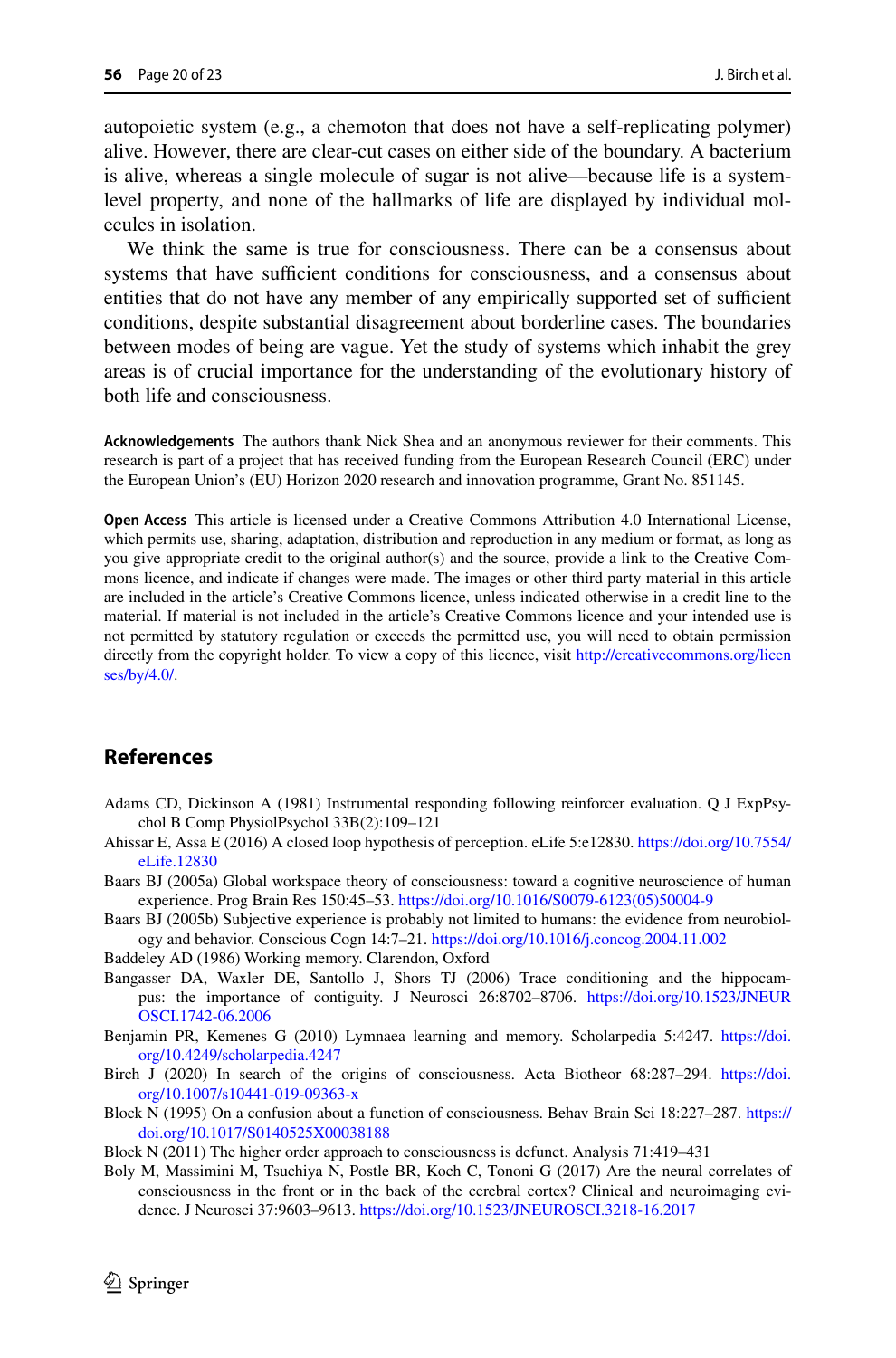autopoietic system (e.g., a chemoton that does not have a self-replicating polymer) alive. However, there are clear-cut cases on either side of the boundary. A bacterium is alive, whereas a single molecule of sugar is not alive—because life is a system-level property, and none of the hallmarks of life are displayed by individual molecules in isolation.

We think the same is true for consciousness. There can be a consensus about systems that have sufficient conditions for consciousness, and a consensus about entities that do not have any member of any empirically supported set of sufficient conditions, despite substantial disagreement about borderline cases. The boundaries between modes of being are vague. Yet the study of systems which inhabit the grey areas is of crucial importance for the understanding of the evolutionary history of both life and consciousness.

**Acknowledgements** The authors thank Nick Shea and an anonymous reviewer for their comments. This research is part of a project that has received funding from the European Research Council (ERC) under the European Union's (EU) Horizon 2020 research and innovation programme, Grant No. 851145.

**Open Access** This article is licensed under a Creative Commons Attribution 4.0 International License, which permits use, sharing, adaptation, distribution and reproduction in any medium or format, as long as you give appropriate credit to the original author(s) and the source, provide a link to the Creative Commons licence, and indicate if changes were made. The images or other third party material in this article are included in the article's Creative Commons licence, unless indicated otherwise in a credit line to the material. If material is not included in the article's Creative Commons licence and your intended use is not permitted by statutory regulation or exceeds the permitted use, you will need to obtain permission directly from the copyright holder. To view a copy of this licence, visit http://creativecommons.org/licenses/by/4.0/.

## References

Adams CD, Dickinson A (1981) Instrumental responding following reinforcer evaluation. Q J ExpPsychol B Comp PhysiolPsychol 33B(2):109–121

Ahissar E, Assa E (2016) A closed loop hypothesis of perception. eLife 5:e12830. https://doi.org/10.7554/eLife.12830

Baars BJ (2005a) Global workspace theory of consciousness: toward a cognitive neuroscience of human experience. Prog Brain Res 150:45–53. https://doi.org/10.1016/S0079-6123(05)50004-9

Baars BJ (2005b) Subjective experience is probably not limited to humans: the evidence from neurobiology and behavior. Conscious Cogn 14:7–21. https://doi.org/10.1016/j.concog.2004.11.002

Baddeley AD (1986) Working memory. Clarendon, Oxford

Bangasser DA, Waxler DE, Santollo J, Shors TJ (2006) Trace conditioning and the hippocampus: the importance of contiguity. J Neurosci 26:8702–8706. https://doi.org/10.1523/JNEUROSCI.1742-06.2006

Benjamin PR, Kemenes G (2010) Lymnaea learning and memory. Scholarpedia 5:4247. https://doi.org/10.4249/scholarpedia.4247

Birch J (2020) In search of the origins of consciousness. Acta Biotheor 68:287–294. https://doi.org/10.1007/s10441-019-09363-x

Block N (1995) On a confusion about a function of consciousness. Behav Brain Sci 18:227–287. https://doi.org/10.1017/S0140525X00038188

Block N (2011) The higher order approach to consciousness is defunct. Analysis 71:419–431

Boly M, Massimini M, Tsuchiya N, Postle BR, Koch C, Tononi G (2017) Are the neural correlates of consciousness in the front or in the back of the cerebral cortex? Clinical and neuroimaging evidence. J Neurosci 37:9603–9613. https://doi.org/10.1523/JNEUROSCI.3218-16.2017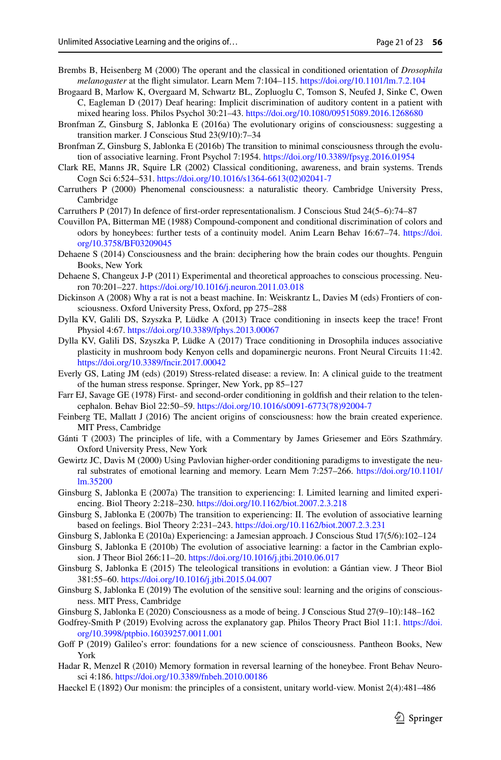Brembs B, Heisenberg M (2000) The operant and the classical in conditioned orientation of *Drosophila melanogaster* at the flight simulator. Learn Mem 7:104–115. https://doi.org/10.1101/lm.7.2.104

Brogaard B, Marlow K, Overgaard M, Schwartz BL, Zopluoglu C, Tomson S, Neufed J, Sinke C, Owen C, Eagleman D (2017) Deaf hearing: Implicit discrimination of auditory content in a patient with mixed hearing loss. Philos Psychol 30:21–43. https://doi.org/10.1080/09515089.2016.1268680

Bronfman Z, Ginsburg S, Jablonka E (2016a) The evolutionary origins of consciousness: suggesting a transition marker. J Conscious Stud 23(9/10):7–34

Bronfman Z, Ginsburg S, Jablonka E (2016b) The transition to minimal consciousness through the evolution of associative learning. Front Psychol 7:1954. https://doi.org/10.3389/fpsyg.2016.01954

Clark RE, Manns JR, Squire LR (2002) Classical conditioning, awareness, and brain systems. Trends Cogn Sci 6:524–531. https://doi.org/10.1016/s1364-6613(02)02041-7

Carruthers P (2000) Phenomenal consciousness: a naturalistic theory. Cambridge University Press, Cambridge

Carruthers P (2017) In defence of first-order representationalism. J Conscious Stud 24(5–6):74–87

Couvillon PA, Bitterman ME (1988) Compound-component and conditional discrimination of colors and odors by honeybees: further tests of a continuity model. Anim Learn Behav 16:67–74. https://doi.org/10.3758/BF03209045

Dehaene S (2014) Consciousness and the brain: deciphering how the brain codes our thoughts. Penguin Books, New York

Dehaene S, Changeux J-P (2011) Experimental and theoretical approaches to conscious processing. Neuron 70:201–227. https://doi.org/10.1016/j.neuron.2011.03.018

Dickinson A (2008) Why a rat is not a beast machine. In: Weiskrantz L, Davies M (eds) Frontiers of consciousness. Oxford University Press, Oxford, pp 275–288

Dylla KV, Galili DS, Szyszka P, Lüdke A (2013) Trace conditioning in insects keep the trace! Front Physiol 4:67. https://doi.org/10.3389/fphys.2013.00067

Dylla KV, Galili DS, Szyszka P, Lüdke A (2017) Trace conditioning in Drosophila induces associative plasticity in mushroom body Kenyon cells and dopaminergic neurons. Front Neural Circuits 11:42. https://doi.org/10.3389/fncir.2017.00042

Everly GS, Lating JM (eds) (2019) Stress-related disease: a review. In: A clinical guide to the treatment of the human stress response. Springer, New York, pp 85–127

Farr EJ, Savage GE (1978) First- and second-order conditioning in goldfish and their relation to the telencephalon. Behav Biol 22:50–59. https://doi.org/10.1016/s0091-6773(78)92004-7

Feinberg TE, Mallatt J (2016) The ancient origins of consciousness: how the brain created experience. MIT Press, Cambridge

Gánti T (2003) The principles of life, with a Commentary by James Griesemer and Eörs Szathmáry. Oxford University Press, New York

Gewirtz JC, Davis M (2000) Using Pavlovian higher-order conditioning paradigms to investigate the neural substrates of emotional learning and memory. Learn Mem 7:257–266. https://doi.org/10.1101/lm.35200

Ginsburg S, Jablonka E (2007a) The transition to experiencing: I. Limited learning and limited experiencing. Biol Theory 2:218–230. https://doi.org/10.1162/biot.2007.2.3.218

Ginsburg S, Jablonka E (2007b) The transition to experiencing: II. The evolution of associative learning based on feelings. Biol Theory 2:231–243. https://doi.org/10.1162/biot.2007.2.3.231

Ginsburg S, Jablonka E (2010a) Experiencing: a Jamesian approach. J Conscious Stud 17(5/6):102–124

Ginsburg S, Jablonka E (2010b) The evolution of associative learning: a factor in the Cambrian explosion. J Theor Biol 266:11–20. https://doi.org/10.1016/j.jtbi.2010.06.017

Ginsburg S, Jablonka E (2015) The teleological transitions in evolution: a Gántian view. J Theor Biol 381:55–60. https://doi.org/10.1016/j.jtbi.2015.04.007

Ginsburg S, Jablonka E (2019) The evolution of the sensitive soul: learning and the origins of consciousness. MIT Press, Cambridge

Ginsburg S, Jablonka E (2020) Consciousness as a mode of being. J Conscious Stud 27(9–10):148–162

Godfrey-Smith P (2019) Evolving across the explanatory gap. Philos Theory Pract Biol 11:1. https://doi.org/10.3998/ptpbio.16039257.0011.001

Goff P (2019) Galileo's error: foundations for a new science of consciousness. Pantheon Books, New York

Hadar R, Menzel R (2010) Memory formation in reversal learning of the honeybee. Front Behav Neurosci 4:186. https://doi.org/10.3389/fnbeh.2010.00186

Haeckel E (1892) Our monism: the principles of a consistent, unitary world-view. Monist 2(4):481–486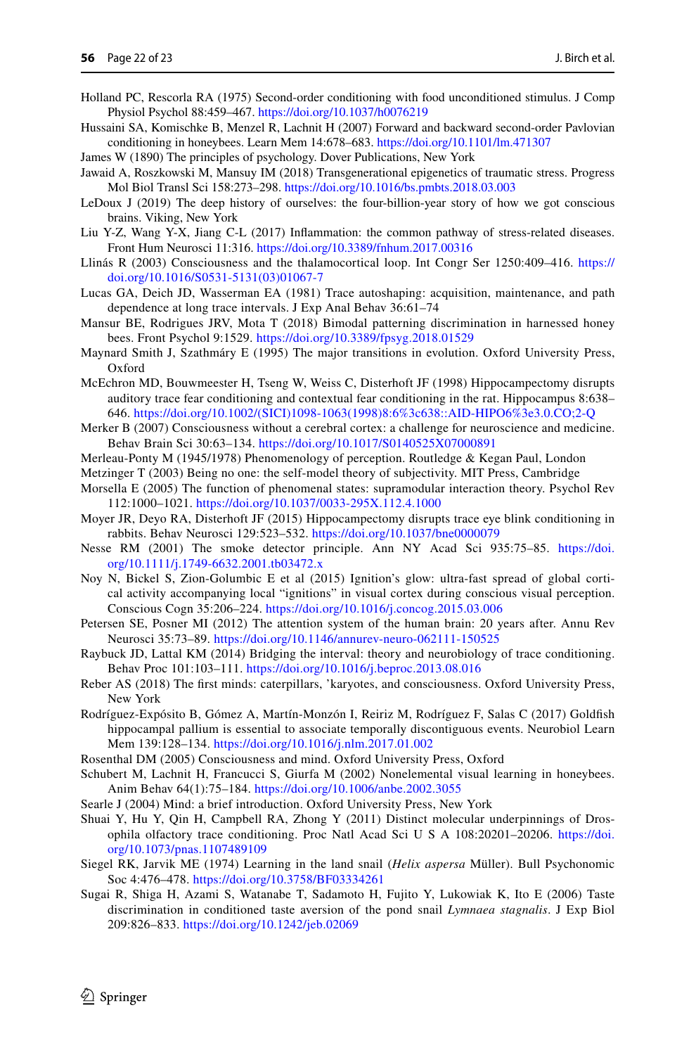Holland PC, Rescorla RA (1975) Second-order conditioning with food unconditioned stimulus. J Comp Physiol Psychol 88:459–467. https://doi.org/10.1037/h0076219

Hussaini SA, Komischke B, Menzel R, Lachnit H (2007) Forward and backward second-order Pavlovian conditioning in honeybees. Learn Mem 14:678–683. https://doi.org/10.1101/lm.471307

James W (1890) The principles of psychology. Dover Publications, New York

Jawaid A, Roszkowski M, Mansuy IM (2018) Transgenerational epigenetics of traumatic stress. Progress Mol Biol Transl Sci 158:273–298. https://doi.org/10.1016/bs.pmbts.2018.03.003

LeDoux J (2019) The deep history of ourselves: the four-billion-year story of how we got conscious brains. Viking, New York

Liu Y-Z, Wang Y-X, Jiang C-L (2017) Inflammation: the common pathway of stress-related diseases. Front Hum Neurosci 11:316. https://doi.org/10.3389/fnhum.2017.00316

Llinás R (2003) Consciousness and the thalamocortical loop. Int Congr Ser 1250:409–416. https://doi.org/10.1016/S0531-5131(03)01067-7

Lucas GA, Deich JD, Wasserman EA (1981) Trace autoshaping: acquisition, maintenance, and path dependence at long trace intervals. J Exp Anal Behav 36:61–74

Mansur BE, Rodrigues JRV, Mota T (2018) Bimodal patterning discrimination in harnessed honey bees. Front Psychol 9:1529. https://doi.org/10.3389/fpsyg.2018.01529

Maynard Smith J, Szathmáry E (1995) The major transitions in evolution. Oxford University Press, Oxford

McEchron MD, Bouwmeester H, Tseng W, Weiss C, Disterhoft JF (1998) Hippocampectomy disrupts auditory trace fear conditioning and contextual fear conditioning in the rat. Hippocampus 8:638–646. https://doi.org/10.1002/(SICI)1098-1063(1998)8:6%3c638::AID-HIPO6%3e3.0.CO;2-Q

Merker B (2007) Consciousness without a cerebral cortex: a challenge for neuroscience and medicine. Behav Brain Sci 30:63–134. https://doi.org/10.1017/S0140525X07000891

Merleau-Ponty M (1945/1978) Phenomenology of perception. Routledge & Kegan Paul, London

Metzinger T (2003) Being no one: the self-model theory of subjectivity. MIT Press, Cambridge

Morsella E (2005) The function of phenomenal states: supramodular interaction theory. Psychol Rev 112:1000–1021. https://doi.org/10.1037/0033-295X.112.4.1000

Moyer JR, Deyo RA, Disterhoft JF (2015) Hippocampectomy disrupts trace eye blink conditioning in rabbits. Behav Neurosci 129:523–532. https://doi.org/10.1037/bne0000079

Nesse RM (2001) The smoke detector principle. Ann NY Acad Sci 935:75–85. https://doi.org/10.1111/j.1749-6632.2001.tb03472.x

Noy N, Bickel S, Zion-Golumbic E et al (2015) Ignition's glow: ultra-fast spread of global cortical activity accompanying local "ignitions" in visual cortex during conscious visual perception. Conscious Cogn 35:206–224. https://doi.org/10.1016/j.concog.2015.03.006

Petersen SE, Posner MI (2012) The attention system of the human brain: 20 years after. Annu Rev Neurosci 35:73–89. https://doi.org/10.1146/annurev-neuro-062111-150525

Raybuck JD, Lattal KM (2014) Bridging the interval: theory and neurobiology of trace conditioning. Behav Proc 101:103–111. https://doi.org/10.1016/j.beproc.2013.08.016

Reber AS (2018) The first minds: caterpillars, 'karyotes, and consciousness. Oxford University Press, New York

Rodríguez-Expósito B, Gómez A, Martín-Monzón I, Reiriz M, Rodríguez F, Salas C (2017) Goldfish hippocampal pallium is essential to associate temporally discontiguous events. Neurobiol Learn Mem 139:128–134. https://doi.org/10.1016/j.nlm.2017.01.002

Rosenthal DM (2005) Consciousness and mind. Oxford University Press, Oxford

Schubert M, Lachnit H, Francucci S, Giurfa M (2002) Nonelemental visual learning in honeybees. Anim Behav 64(1):75–184. https://doi.org/10.1006/anbe.2002.3055

Searle J (2004) Mind: a brief introduction. Oxford University Press, New York

Shuai Y, Hu Y, Qin H, Campbell RA, Zhong Y (2011) Distinct molecular underpinnings of Drosophila olfactory trace conditioning. Proc Natl Acad Sci U S A 108:20201–20206. https://doi.org/10.1073/pnas.1107489109

Siegel RK, Jarvik ME (1974) Learning in the land snail (*Helix aspersa* Müller). Bull Psychonomic Soc 4:476–478. https://doi.org/10.3758/BF03334261

Sugai R, Shiga H, Azami S, Watanabe T, Sadamoto H, Fujito Y, Lukowiak K, Ito E (2006) Taste discrimination in conditioned taste aversion of the pond snail *Lymnaea stagnalis*. J Exp Biol 209:826–833. https://doi.org/10.1242/jeb.02069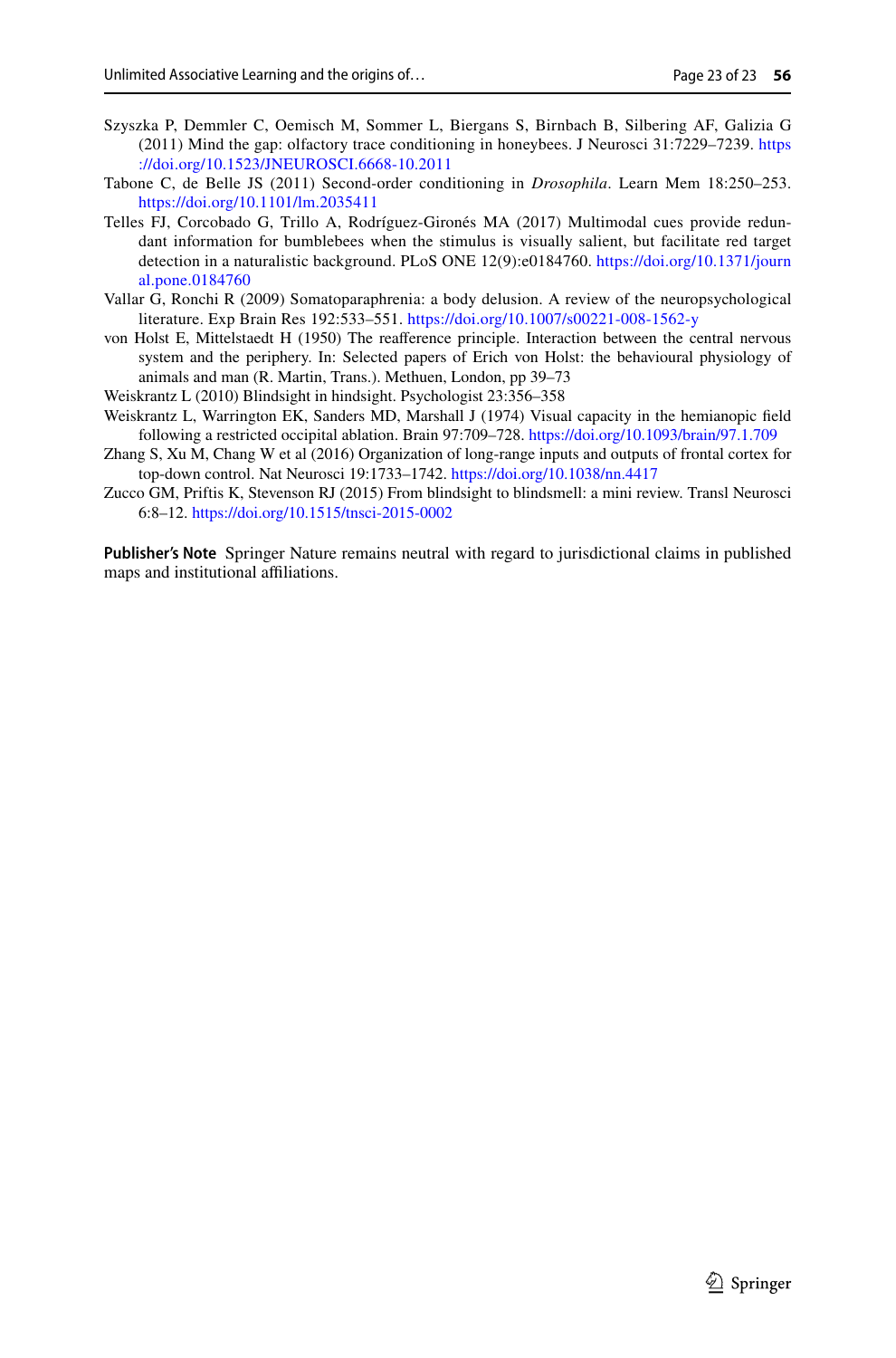Szyszka P, Demmler C, Oemisch M, Sommer L, Biergans S, Birnbach B, Silbering AF, Galizia G (2011) Mind the gap: olfactory trace conditioning in honeybees. J Neurosci 31:7229–7239. https://doi.org/10.1523/JNEUROSCI.6668-10.2011

Tabone C, de Belle JS (2011) Second-order conditioning in *Drosophila*. Learn Mem 18:250–253. https://doi.org/10.1101/lm.2035411

Telles FJ, Corcobado G, Trillo A, Rodríguez-Gironés MA (2017) Multimodal cues provide redundant information for bumblebees when the stimulus is visually salient, but facilitate red target detection in a naturalistic background. PLoS ONE 12(9):e0184760. https://doi.org/10.1371/journal.pone.0184760

Vallar G, Ronchi R (2009) Somatoparaphrenia: a body delusion. A review of the neuropsychological literature. Exp Brain Res 192:533–551. https://doi.org/10.1007/s00221-008-1562-y

von Holst E, Mittelstaedt H (1950) The reafference principle. Interaction between the central nervous system and the periphery. In: Selected papers of Erich von Holst: the behavioural physiology of animals and man (R. Martin, Trans.). Methuen, London, pp 39–73

Weiskrantz L (2010) Blindsight in hindsight. Psychologist 23:356–358

Weiskrantz L, Warrington EK, Sanders MD, Marshall J (1974) Visual capacity in the hemianopic field following a restricted occipital ablation. Brain 97:709–728. https://doi.org/10.1093/brain/97.1.709

Zhang S, Xu M, Chang W et al (2016) Organization of long-range inputs and outputs of frontal cortex for top-down control. Nat Neurosci 19:1733–1742. https://doi.org/10.1038/nn.4417

Zucco GM, Priftis K, Stevenson RJ (2015) From blindsight to blindsmell: a mini review. Transl Neurosci 6:8–12. https://doi.org/10.1515/tnsci-2015-0002

**Publisher's Note** Springer Nature remains neutral with regard to jurisdictional claims in published maps and institutional affiliations.